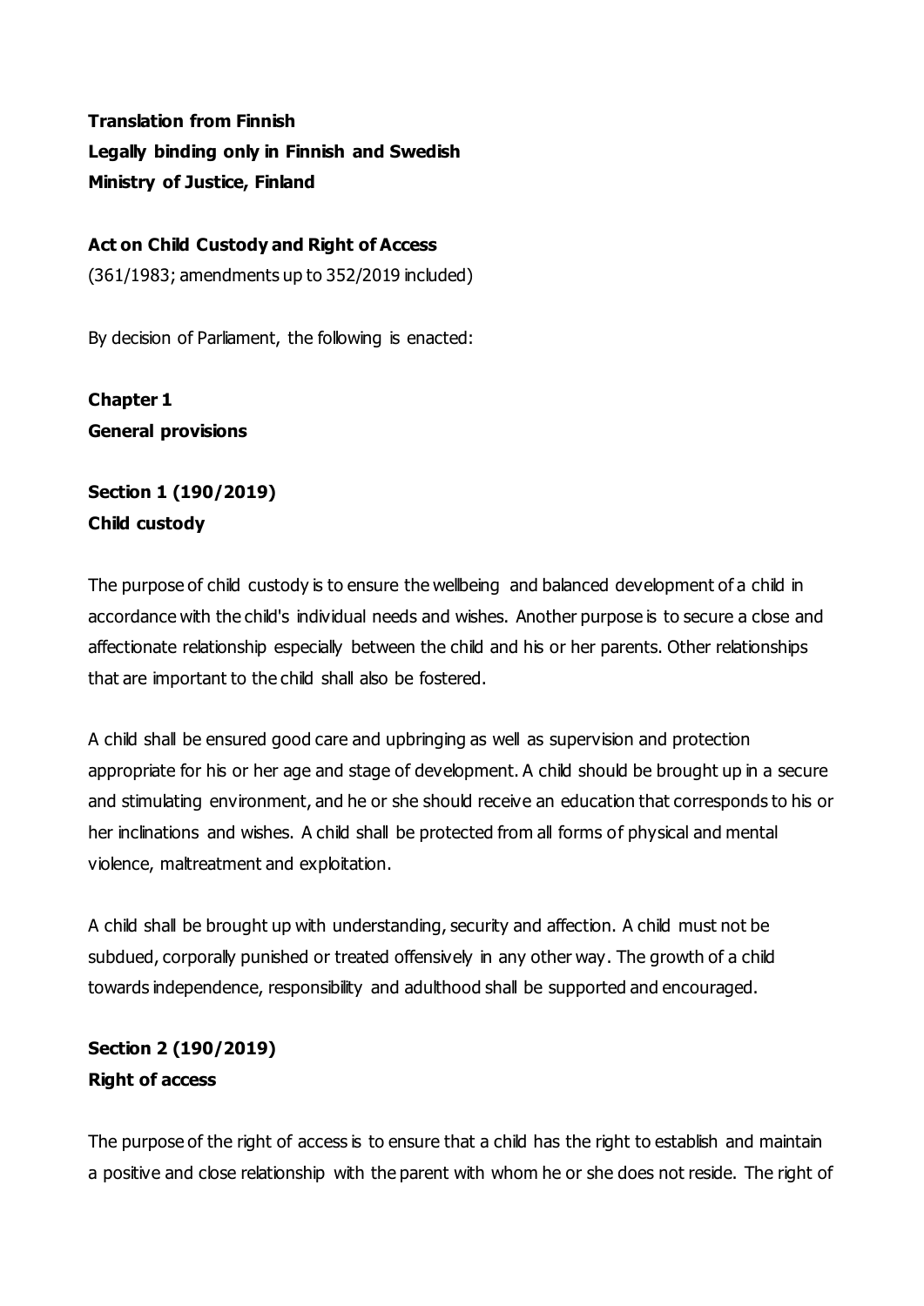**Translation from Finnish**
**Legally binding only in Finnish and Swedish**
**Ministry of Justice, Finland**

# Act on Child Custody and Right of Access

(361/1983; amendments up to 352/2019 included)

By decision of Parliament, the following is enacted:

## Chapter 1
## General provisions

### Section 1 (190/2019)
### Child custody

The purpose of child custody is to ensure the wellbeing and balanced development of a child in accordance with the child's individual needs and wishes. Another purpose is to secure a close and affectionate relationship especially between the child and his or her parents. Other relationships that are important to the child shall also be fostered.

A child shall be ensured good care and upbringing as well as supervision and protection appropriate for his or her age and stage of development. A child should be brought up in a secure and stimulating environment, and he or she should receive an education that corresponds to his or her inclinations and wishes. A child shall be protected from all forms of physical and mental violence, maltreatment and exploitation.

A child shall be brought up with understanding, security and affection. A child must not be subdued, corporally punished or treated offensively in any other way. The growth of a child towards independence, responsibility and adulthood shall be supported and encouraged.

### Section 2 (190/2019)
### Right of access

The purpose of the right of access is to ensure that a child has the right to establish and maintain a positive and close relationship with the parent with whom he or she does not reside. The right of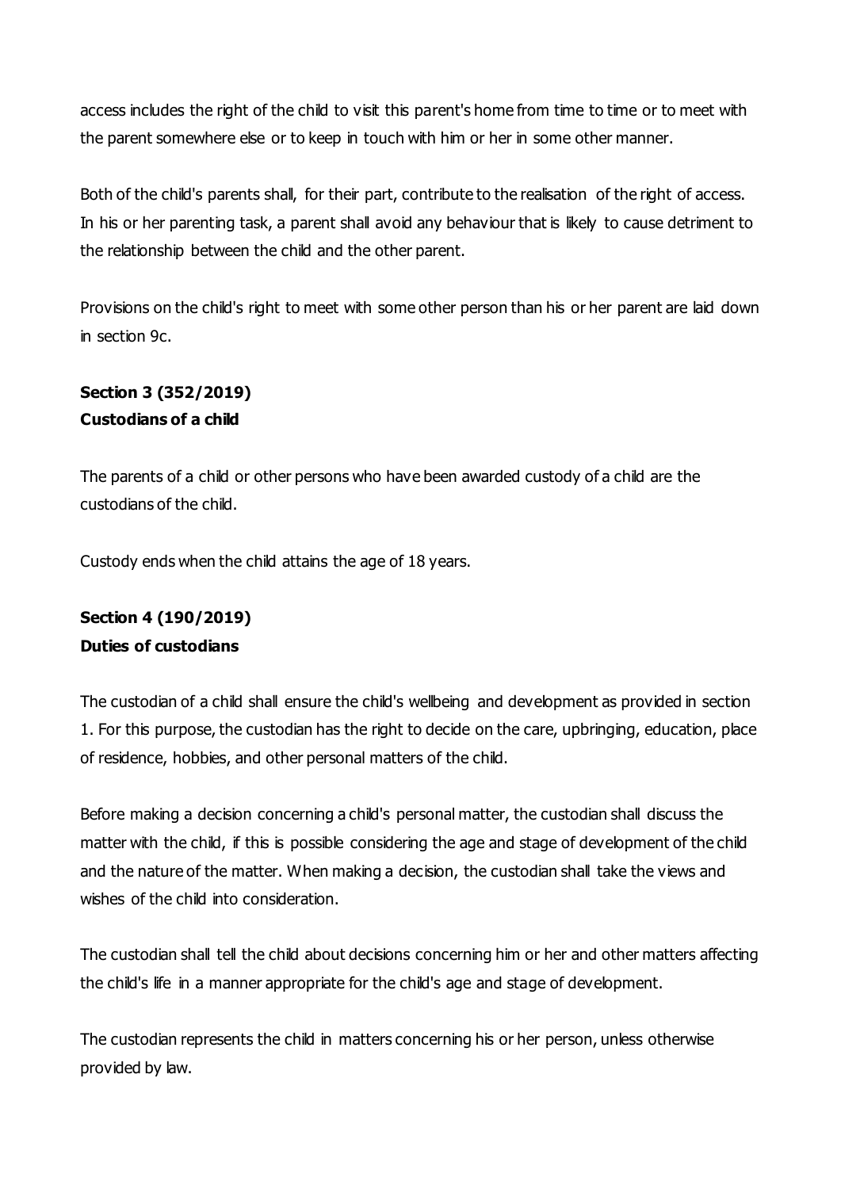access includes the right of the child to visit this parent's home from time to time or to meet with the parent somewhere else or to keep in touch with him or her in some other manner.

Both of the child's parents shall, for their part, contribute to the realisation of the right of access. In his or her parenting task, a parent shall avoid any behaviour that is likely to cause detriment to the relationship between the child and the other parent.

Provisions on the child's right to meet with some other person than his or her parent are laid down in section 9c.

**Section 3 (352/2019)**
**Custodians of a child**

The parents of a child or other persons who have been awarded custody of a child are the custodians of the child.

Custody ends when the child attains the age of 18 years.

**Section 4 (190/2019)**
**Duties of custodians**

The custodian of a child shall ensure the child's wellbeing and development as provided in section 1. For this purpose, the custodian has the right to decide on the care, upbringing, education, place of residence, hobbies, and other personal matters of the child.

Before making a decision concerning a child's personal matter, the custodian shall discuss the matter with the child, if this is possible considering the age and stage of development of the child and the nature of the matter. When making a decision, the custodian shall take the views and wishes of the child into consideration.

The custodian shall tell the child about decisions concerning him or her and other matters affecting the child's life in a manner appropriate for the child's age and stage of development.

The custodian represents the child in matters concerning his or her person, unless otherwise provided by law.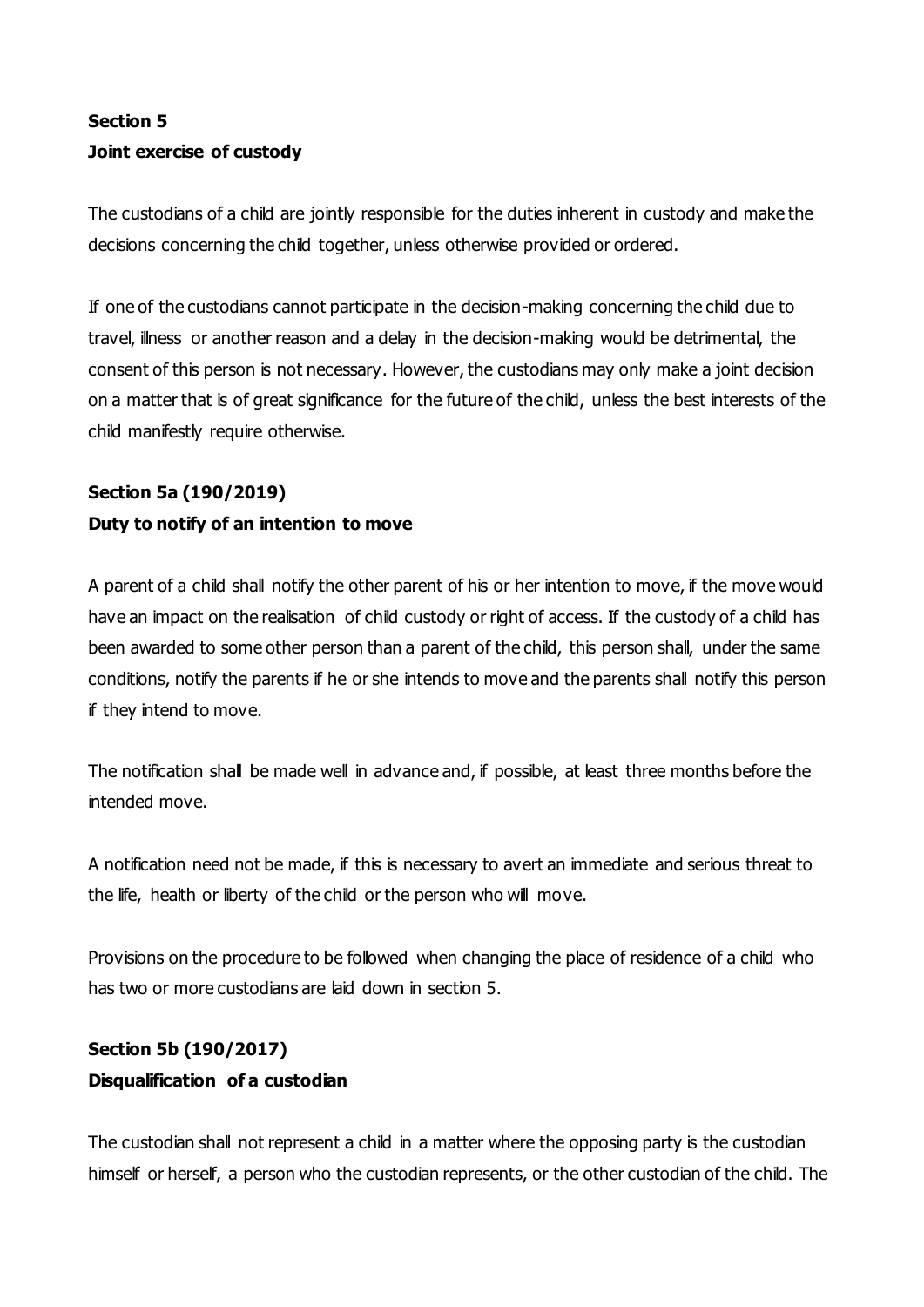**Section 5**
**Joint exercise of custody**

The custodians of a child are jointly responsible for the duties inherent in custody and make the decisions concerning the child together, unless otherwise provided or ordered.

If one of the custodians cannot participate in the decision-making concerning the child due to travel, illness or another reason and a delay in the decision-making would be detrimental, the consent of this person is not necessary. However, the custodians may only make a joint decision on a matter that is of great significance for the future of the child, unless the best interests of the child manifestly require otherwise.

**Section 5a (190/2019)**
**Duty to notify of an intention to move**

A parent of a child shall notify the other parent of his or her intention to move, if the move would have an impact on the realisation of child custody or right of access. If the custody of a child has been awarded to some other person than a parent of the child, this person shall, under the same conditions, notify the parents if he or she intends to move and the parents shall notify this person if they intend to move.

The notification shall be made well in advance and, if possible, at least three months before the intended move.

A notification need not be made, if this is necessary to avert an immediate and serious threat to the life, health or liberty of the child or the person who will move.

Provisions on the procedure to be followed when changing the place of residence of a child who has two or more custodians are laid down in section 5.

**Section 5b (190/2017)**
**Disqualification of a custodian**

The custodian shall not represent a child in a matter where the opposing party is the custodian himself or herself, a person who the custodian represents, or the other custodian of the child. The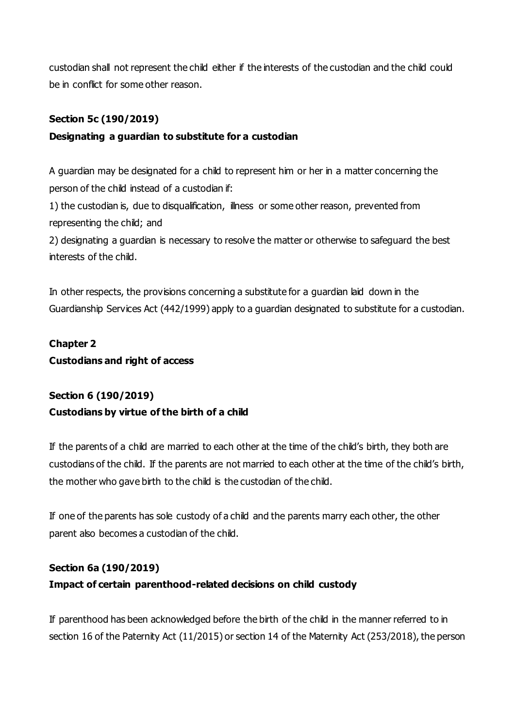custodian shall not represent the child either if the interests of the custodian and the child could be in conflict for some other reason.

**Section 5c (190/2019)**
**Designating a guardian to substitute for a custodian**

A guardian may be designated for a child to represent him or her in a matter concerning the person of the child instead of a custodian if:
1) the custodian is, due to disqualification, illness or some other reason, prevented from representing the child; and
2) designating a guardian is necessary to resolve the matter or otherwise to safeguard the best interests of the child.

In other respects, the provisions concerning a substitute for a guardian laid down in the Guardianship Services Act (442/1999) apply to a guardian designated to substitute for a custodian.

## Chapter 2
## Custodians and right of access

**Section 6 (190/2019)**
**Custodians by virtue of the birth of a child**

If the parents of a child are married to each other at the time of the child's birth, they both are custodians of the child. If the parents are not married to each other at the time of the child's birth, the mother who gave birth to the child is the custodian of the child.

If one of the parents has sole custody of a child and the parents marry each other, the other parent also becomes a custodian of the child.

**Section 6a (190/2019)**
**Impact of certain parenthood-related decisions on child custody**

If parenthood has been acknowledged before the birth of the child in the manner referred to in section 16 of the Paternity Act (11/2015) or section 14 of the Maternity Act (253/2018), the person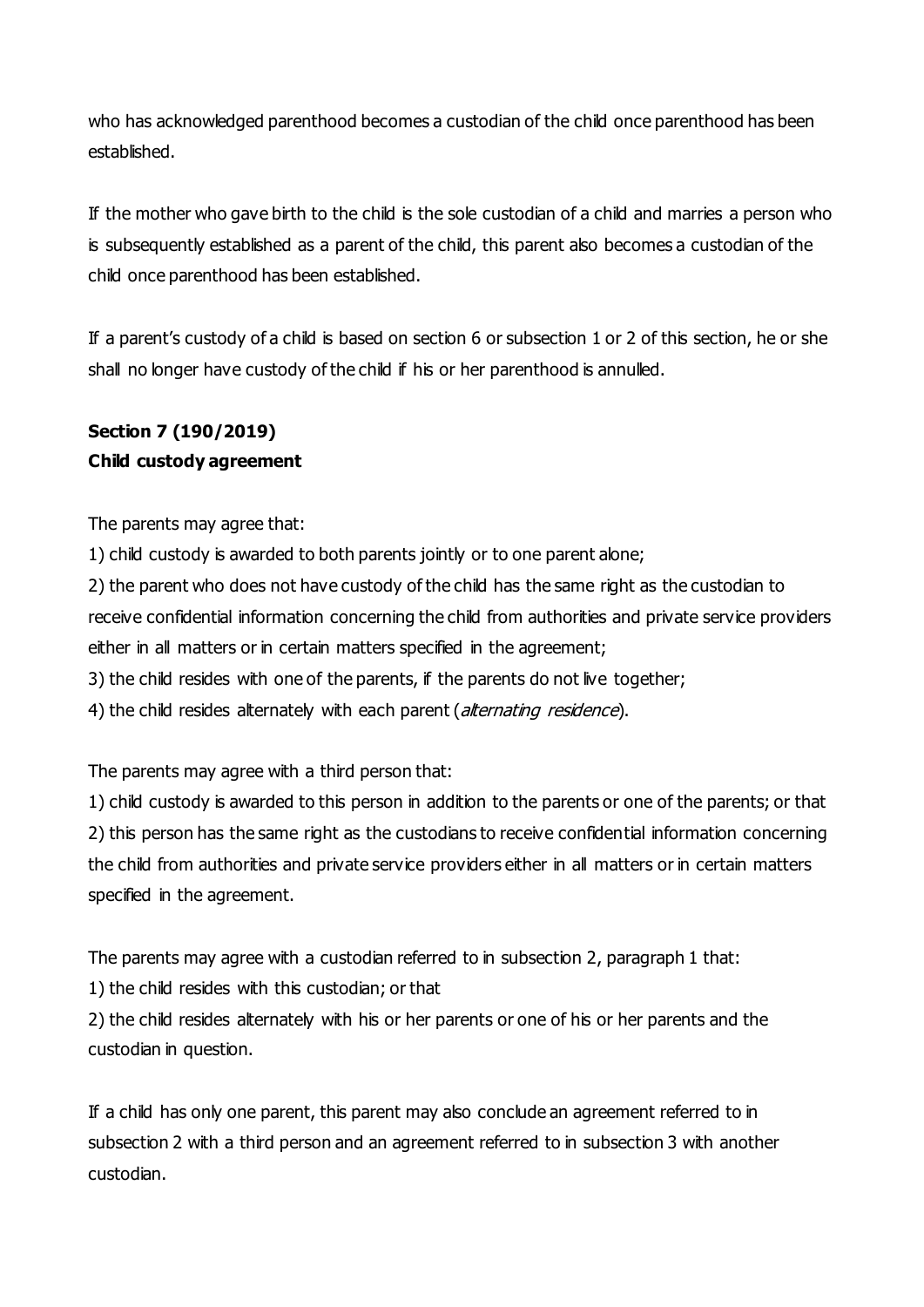who has acknowledged parenthood becomes a custodian of the child once parenthood has been established.

If the mother who gave birth to the child is the sole custodian of a child and marries a person who is subsequently established as a parent of the child, this parent also becomes a custodian of the child once parenthood has been established.

If a parent's custody of a child is based on section 6 or subsection 1 or 2 of this section, he or she shall no longer have custody of the child if his or her parenthood is annulled.

**Section 7 (190/2019)**
**Child custody agreement**

The parents may agree that:

1) child custody is awarded to both parents jointly or to one parent alone;
2) the parent who does not have custody of the child has the same right as the custodian to receive confidential information concerning the child from authorities and private service providers either in all matters or in certain matters specified in the agreement;
3) the child resides with one of the parents, if the parents do not live together;
4) the child resides alternately with each parent (*alternating residence*).

The parents may agree with a third person that:

1) child custody is awarded to this person in addition to the parents or one of the parents; or that
2) this person has the same right as the custodians to receive confidential information concerning the child from authorities and private service providers either in all matters or in certain matters specified in the agreement.

The parents may agree with a custodian referred to in subsection 2, paragraph 1 that:

1) the child resides with this custodian; or that
2) the child resides alternately with his or her parents or one of his or her parents and the custodian in question.

If a child has only one parent, this parent may also conclude an agreement referred to in subsection 2 with a third person and an agreement referred to in subsection 3 with another custodian.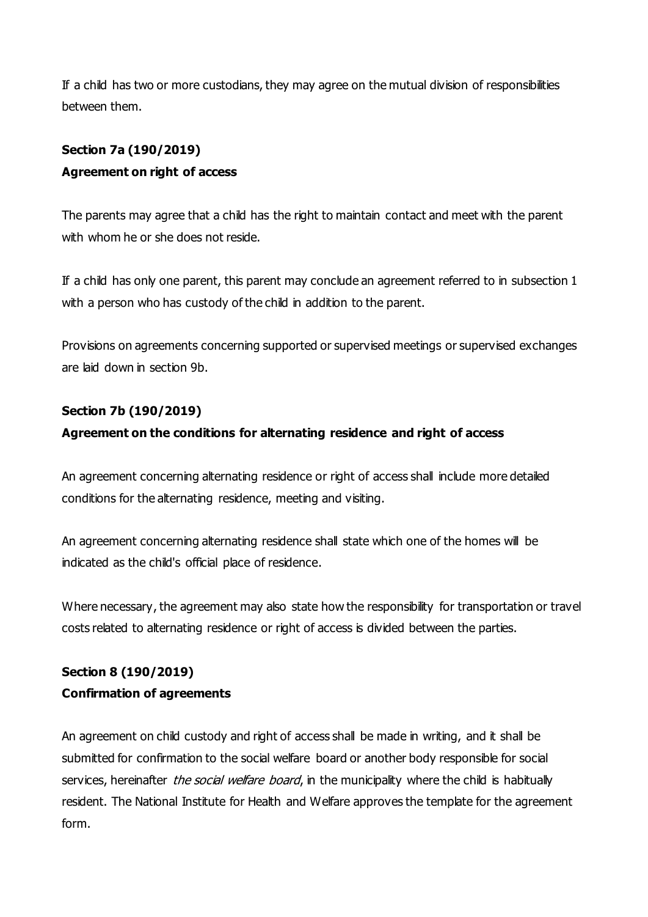If a child has two or more custodians, they may agree on the mutual division of responsibilities between them.

**Section 7a (190/2019)**
**Agreement on right of access**

The parents may agree that a child has the right to maintain contact and meet with the parent with whom he or she does not reside.

If a child has only one parent, this parent may conclude an agreement referred to in subsection 1 with a person who has custody of the child in addition to the parent.

Provisions on agreements concerning supported or supervised meetings or supervised exchanges are laid down in section 9b.

**Section 7b (190/2019)**
**Agreement on the conditions for alternating residence and right of access**

An agreement concerning alternating residence or right of access shall include more detailed conditions for the alternating residence, meeting and visiting.

An agreement concerning alternating residence shall state which one of the homes will be indicated as the child's official place of residence.

Where necessary, the agreement may also state how the responsibility for transportation or travel costs related to alternating residence or right of access is divided between the parties.

**Section 8 (190/2019)**
**Confirmation of agreements**

An agreement on child custody and right of access shall be made in writing, and it shall be submitted for confirmation to the social welfare board or another body responsible for social services, hereinafter *the social welfare board*, in the municipality where the child is habitually resident. The National Institute for Health and Welfare approves the template for the agreement form.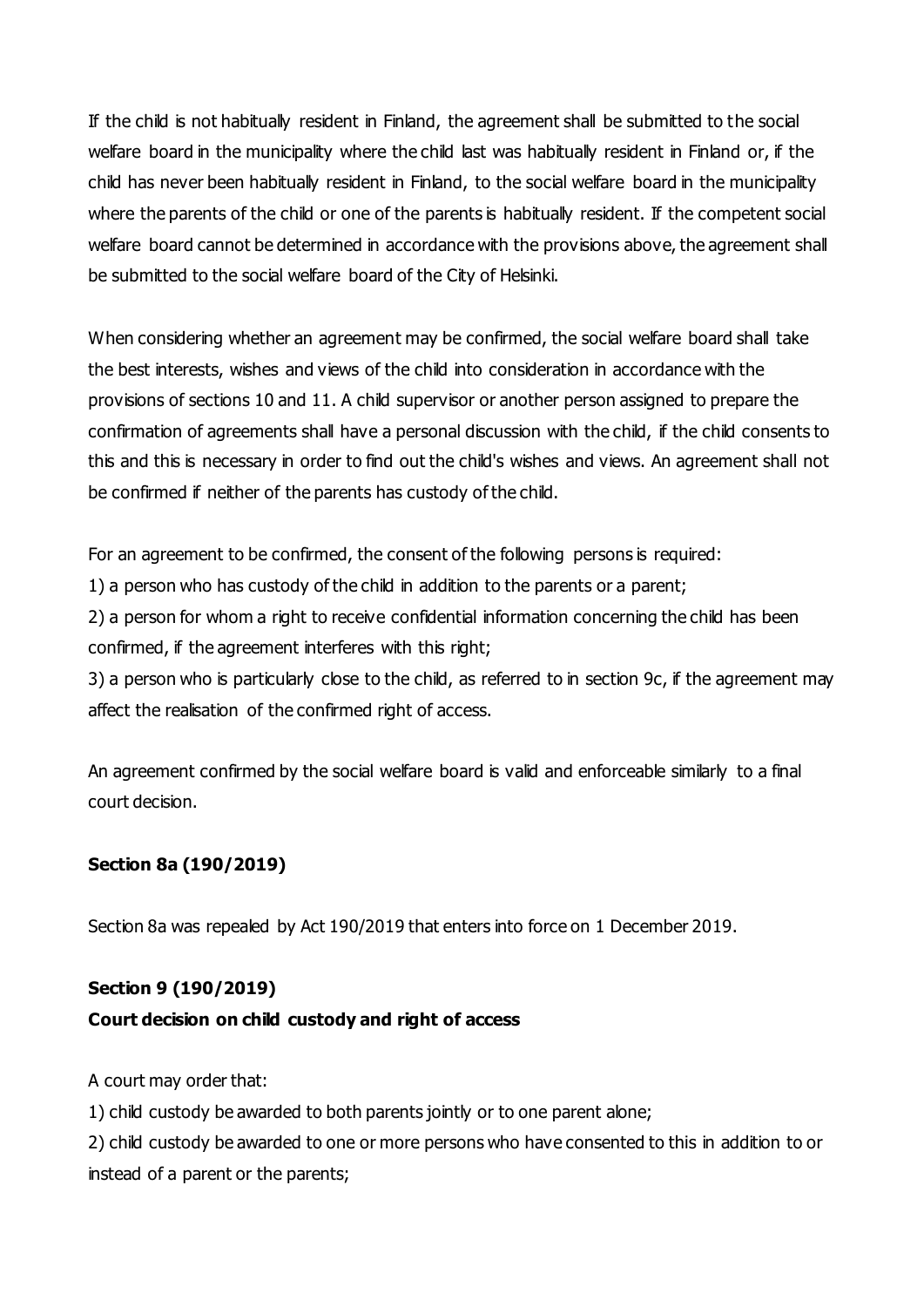If the child is not habitually resident in Finland, the agreement shall be submitted to the social welfare board in the municipality where the child last was habitually resident in Finland or, if the child has never been habitually resident in Finland, to the social welfare board in the municipality where the parents of the child or one of the parents is habitually resident. If the competent social welfare board cannot be determined in accordance with the provisions above, the agreement shall be submitted to the social welfare board of the City of Helsinki.

When considering whether an agreement may be confirmed, the social welfare board shall take the best interests, wishes and views of the child into consideration in accordance with the provisions of sections 10 and 11. A child supervisor or another person assigned to prepare the confirmation of agreements shall have a personal discussion with the child, if the child consents to this and this is necessary in order to find out the child's wishes and views. An agreement shall not be confirmed if neither of the parents has custody of the child.

For an agreement to be confirmed, the consent of the following persons is required:
1) a person who has custody of the child in addition to the parents or a parent;
2) a person for whom a right to receive confidential information concerning the child has been confirmed, if the agreement interferes with this right;
3) a person who is particularly close to the child, as referred to in section 9c, if the agreement may affect the realisation of the confirmed right of access.

An agreement confirmed by the social welfare board is valid and enforceable similarly to a final court decision.

**Section 8a (190/2019)**

Section 8a was repealed by Act 190/2019 that enters into force on 1 December 2019.

**Section 9 (190/2019)**
**Court decision on child custody and right of access**

A court may order that:
1) child custody be awarded to both parents jointly or to one parent alone;
2) child custody be awarded to one or more persons who have consented to this in addition to or instead of a parent or the parents;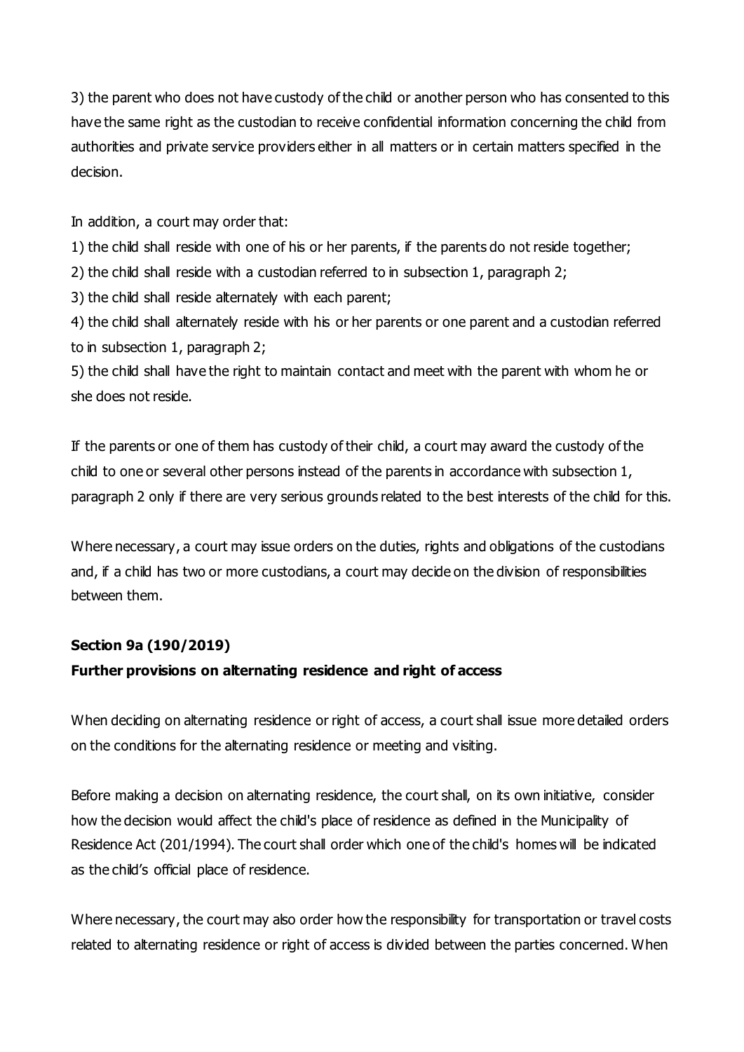3) the parent who does not have custody of the child or another person who has consented to this have the same right as the custodian to receive confidential information concerning the child from authorities and private service providers either in all matters or in certain matters specified in the decision.

In addition, a court may order that:

1) the child shall reside with one of his or her parents, if the parents do not reside together;
2) the child shall reside with a custodian referred to in subsection 1, paragraph 2;
3) the child shall reside alternately with each parent;
4) the child shall alternately reside with his or her parents or one parent and a custodian referred to in subsection 1, paragraph 2;
5) the child shall have the right to maintain contact and meet with the parent with whom he or she does not reside.

If the parents or one of them has custody of their child, a court may award the custody of the child to one or several other persons instead of the parents in accordance with subsection 1, paragraph 2 only if there are very serious grounds related to the best interests of the child for this.

Where necessary, a court may issue orders on the duties, rights and obligations of the custodians and, if a child has two or more custodians, a court may decide on the division of responsibilities between them.

**Section 9a (190/2019)**

**Further provisions on alternating residence and right of access**

When deciding on alternating residence or right of access, a court shall issue more detailed orders on the conditions for the alternating residence or meeting and visiting.

Before making a decision on alternating residence, the court shall, on its own initiative, consider how the decision would affect the child's place of residence as defined in the Municipality of Residence Act (201/1994). The court shall order which one of the child's homes will be indicated as the child’s official place of residence.

Where necessary, the court may also order how the responsibility for transportation or travel costs related to alternating residence or right of access is divided between the parties concerned. When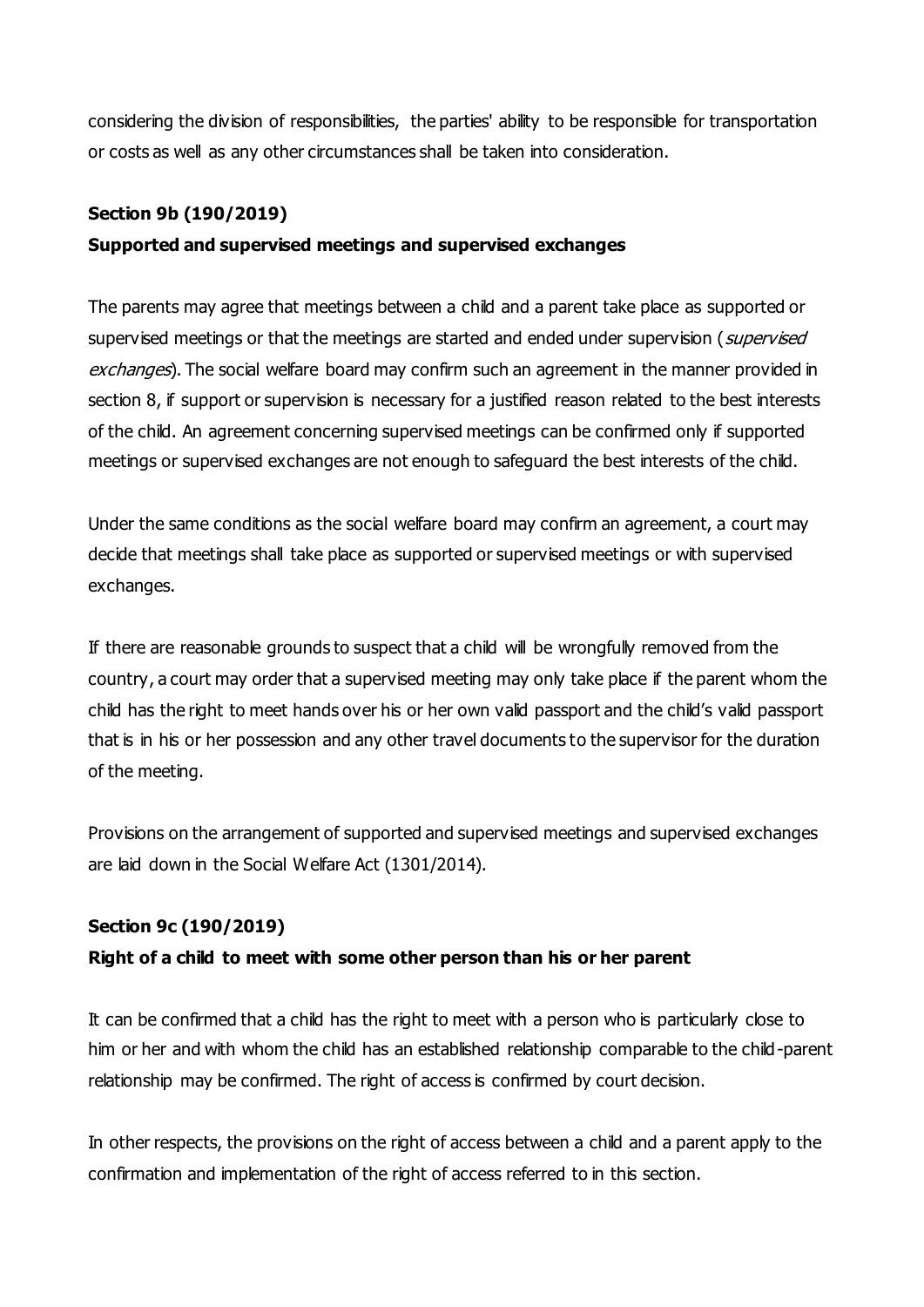considering the division of responsibilities, the parties' ability to be responsible for transportation or costs as well as any other circumstances shall be taken into consideration.

**Section 9b (190/2019)**

**Supported and supervised meetings and supervised exchanges**

The parents may agree that meetings between a child and a parent take place as supported or supervised meetings or that the meetings are started and ended under supervision (*supervised exchanges*). The social welfare board may confirm such an agreement in the manner provided in section 8, if support or supervision is necessary for a justified reason related to the best interests of the child. An agreement concerning supervised meetings can be confirmed only if supported meetings or supervised exchanges are not enough to safeguard the best interests of the child.

Under the same conditions as the social welfare board may confirm an agreement, a court may decide that meetings shall take place as supported or supervised meetings or with supervised exchanges.

If there are reasonable grounds to suspect that a child will be wrongfully removed from the country, a court may order that a supervised meeting may only take place if the parent whom the child has the right to meet hands over his or her own valid passport and the child's valid passport that is in his or her possession and any other travel documents to the supervisor for the duration of the meeting.

Provisions on the arrangement of supported and supervised meetings and supervised exchanges are laid down in the Social Welfare Act (1301/2014).

**Section 9c (190/2019)**

**Right of a child to meet with some other person than his or her parent**

It can be confirmed that a child has the right to meet with a person who is particularly close to him or her and with whom the child has an established relationship comparable to the child-parent relationship may be confirmed. The right of access is confirmed by court decision.

In other respects, the provisions on the right of access between a child and a parent apply to the confirmation and implementation of the right of access referred to in this section.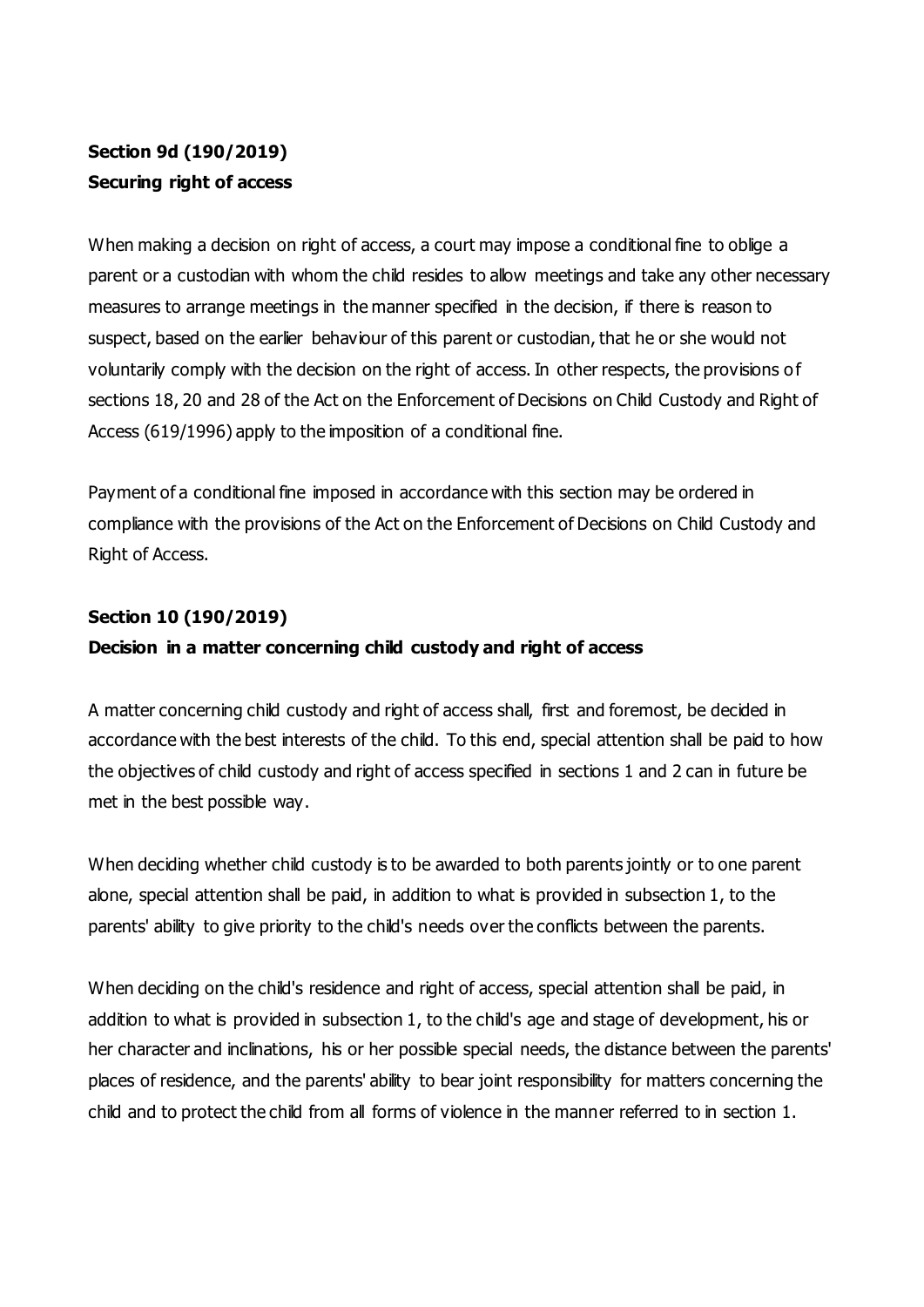**Section 9d (190/2019)**
**Securing right of access**

When making a decision on right of access, a court may impose a conditional fine to oblige a parent or a custodian with whom the child resides to allow meetings and take any other necessary measures to arrange meetings in the manner specified in the decision, if there is reason to suspect, based on the earlier behaviour of this parent or custodian, that he or she would not voluntarily comply with the decision on the right of access. In other respects, the provisions of sections 18, 20 and 28 of the Act on the Enforcement of Decisions on Child Custody and Right of Access (619/1996) apply to the imposition of a conditional fine.

Payment of a conditional fine imposed in accordance with this section may be ordered in compliance with the provisions of the Act on the Enforcement of Decisions on Child Custody and Right of Access.

**Section 10 (190/2019)**
**Decision in a matter concerning child custody and right of access**

A matter concerning child custody and right of access shall, first and foremost, be decided in accordance with the best interests of the child. To this end, special attention shall be paid to how the objectives of child custody and right of access specified in sections 1 and 2 can in future be met in the best possible way.

When deciding whether child custody is to be awarded to both parents jointly or to one parent alone, special attention shall be paid, in addition to what is provided in subsection 1, to the parents' ability to give priority to the child's needs over the conflicts between the parents.

When deciding on the child's residence and right of access, special attention shall be paid, in addition to what is provided in subsection 1, to the child's age and stage of development, his or her character and inclinations, his or her possible special needs, the distance between the parents' places of residence, and the parents' ability to bear joint responsibility for matters concerning the child and to protect the child from all forms of violence in the manner referred to in section 1.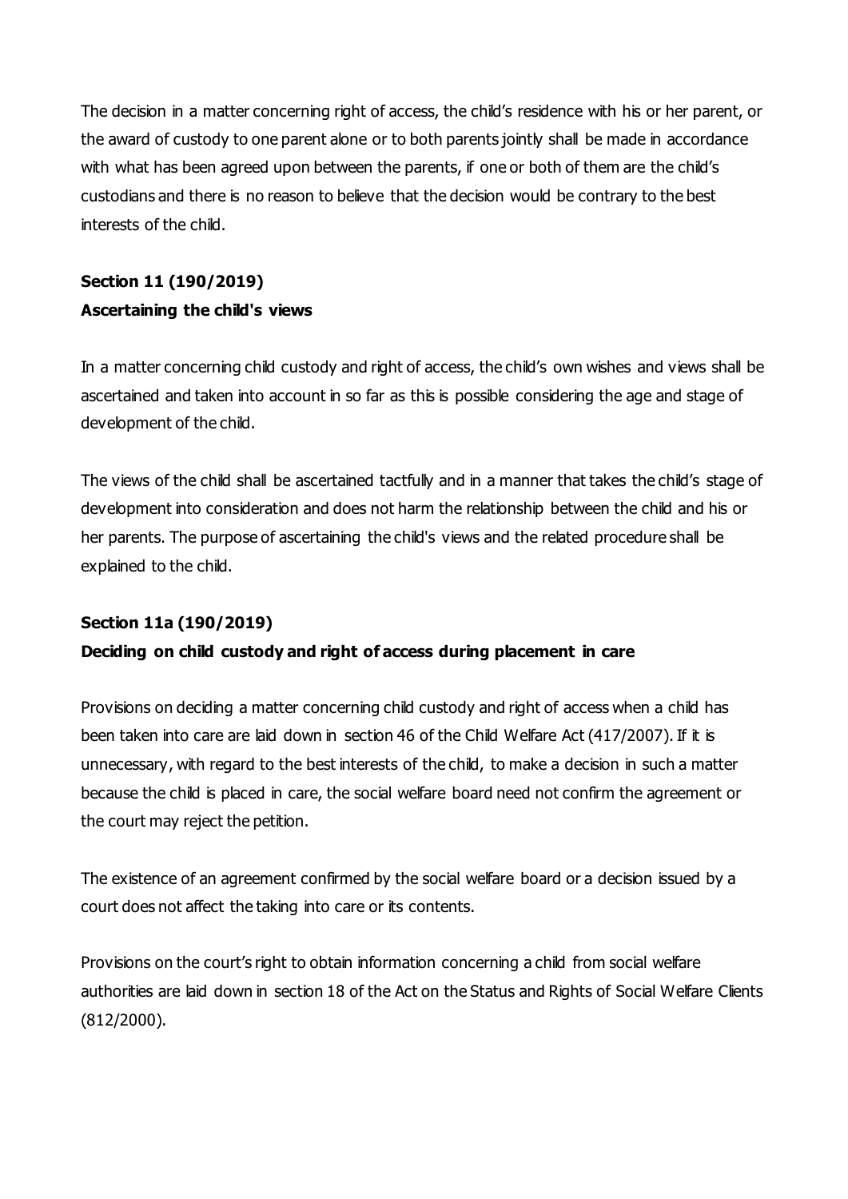The decision in a matter concerning right of access, the child's residence with his or her parent, or the award of custody to one parent alone or to both parents jointly shall be made in accordance with what has been agreed upon between the parents, if one or both of them are the child's custodians and there is no reason to believe that the decision would be contrary to the best interests of the child.

**Section 11 (190/2019)**
**Ascertaining the child's views**

In a matter concerning child custody and right of access, the child's own wishes and views shall be ascertained and taken into account in so far as this is possible considering the age and stage of development of the child.

The views of the child shall be ascertained tactfully and in a manner that takes the child's stage of development into consideration and does not harm the relationship between the child and his or her parents. The purpose of ascertaining the child's views and the related procedure shall be explained to the child.

**Section 11a (190/2019)**
**Deciding on child custody and right of access during placement in care**

Provisions on deciding a matter concerning child custody and right of access when a child has been taken into care are laid down in section 46 of the Child Welfare Act (417/2007). If it is unnecessary, with regard to the best interests of the child, to make a decision in such a matter because the child is placed in care, the social welfare board need not confirm the agreement or the court may reject the petition.

The existence of an agreement confirmed by the social welfare board or a decision issued by a court does not affect the taking into care or its contents.

Provisions on the court's right to obtain information concerning a child from social welfare authorities are laid down in section 18 of the Act on the Status and Rights of Social Welfare Clients (812/2000).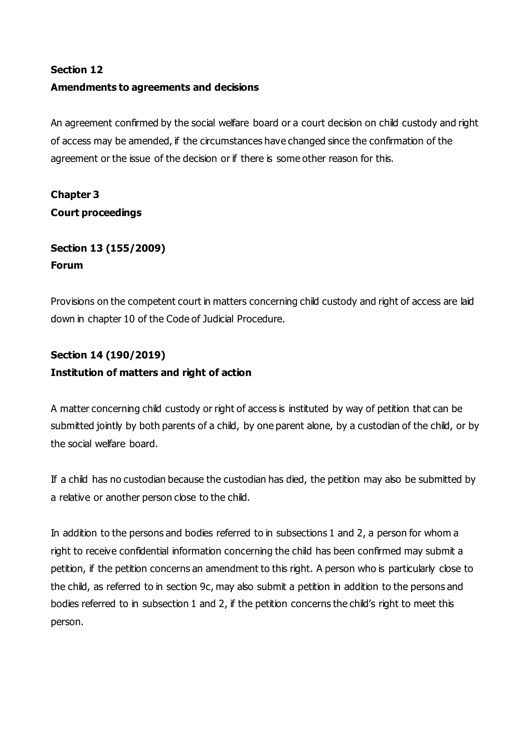**Section 12**
**Amendments to agreements and decisions**

An agreement confirmed by the social welfare board or a court decision on child custody and right of access may be amended, if the circumstances have changed since the confirmation of the agreement or the issue of the decision or if there is some other reason for this.

**Chapter 3**
**Court proceedings**

**Section 13 (155/2009)**
**Forum**

Provisions on the competent court in matters concerning child custody and right of access are laid down in chapter 10 of the Code of Judicial Procedure.

**Section 14 (190/2019)**
**Institution of matters and right of action**

A matter concerning child custody or right of access is instituted by way of petition that can be submitted jointly by both parents of a child, by one parent alone, by a custodian of the child, or by the social welfare board.

If a child has no custodian because the custodian has died, the petition may also be submitted by a relative or another person close to the child.

In addition to the persons and bodies referred to in subsections 1 and 2, a person for whom a right to receive confidential information concerning the child has been confirmed may submit a petition, if the petition concerns an amendment to this right. A person who is particularly close to the child, as referred to in section 9c, may also submit a petition in addition to the persons and bodies referred to in subsection 1 and 2, if the petition concerns the child's right to meet this person.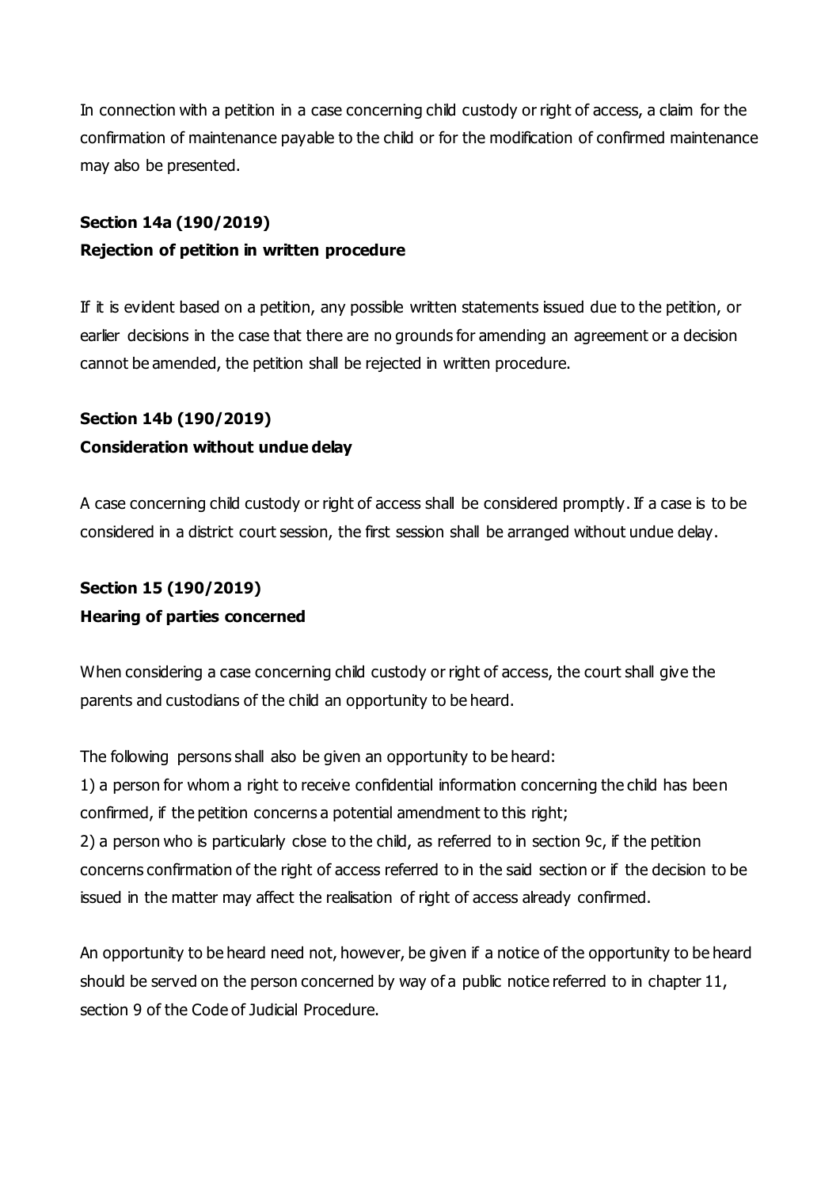In connection with a petition in a case concerning child custody or right of access, a claim for the confirmation of maintenance payable to the child or for the modification of confirmed maintenance may also be presented.

**Section 14a (190/2019)**
**Rejection of petition in written procedure**

If it is evident based on a petition, any possible written statements issued due to the petition, or earlier decisions in the case that there are no grounds for amending an agreement or a decision cannot be amended, the petition shall be rejected in written procedure.

**Section 14b (190/2019)**
**Consideration without undue delay**

A case concerning child custody or right of access shall be considered promptly. If a case is to be considered in a district court session, the first session shall be arranged without undue delay.

**Section 15 (190/2019)**
**Hearing of parties concerned**

When considering a case concerning child custody or right of access, the court shall give the parents and custodians of the child an opportunity to be heard.

The following persons shall also be given an opportunity to be heard:
1) a person for whom a right to receive confidential information concerning the child has been confirmed, if the petition concerns a potential amendment to this right;
2) a person who is particularly close to the child, as referred to in section 9c, if the petition concerns confirmation of the right of access referred to in the said section or if the decision to be issued in the matter may affect the realisation of right of access already confirmed.

An opportunity to be heard need not, however, be given if a notice of the opportunity to be heard should be served on the person concerned by way of a public notice referred to in chapter 11, section 9 of the Code of Judicial Procedure.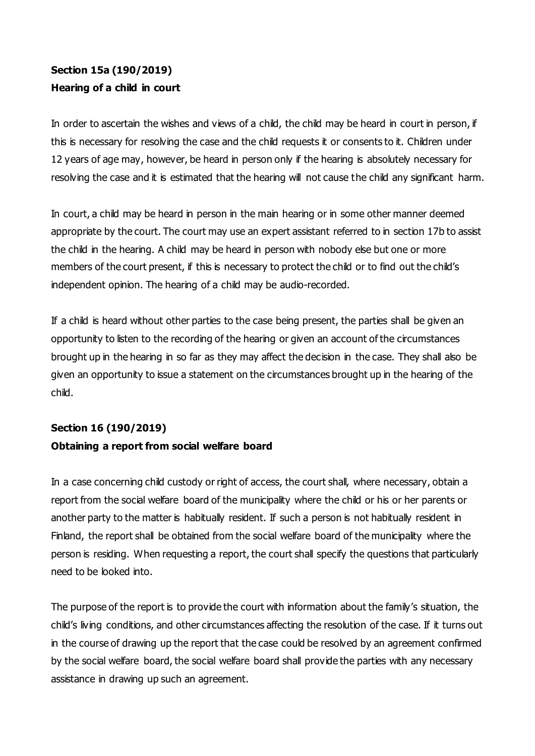**Section 15a (190/2019)**
**Hearing of a child in court**

In order to ascertain the wishes and views of a child, the child may be heard in court in person, if this is necessary for resolving the case and the child requests it or consents to it. Children under 12 years of age may, however, be heard in person only if the hearing is absolutely necessary for resolving the case and it is estimated that the hearing will not cause the child any significant harm.

In court, a child may be heard in person in the main hearing or in some other manner deemed appropriate by the court. The court may use an expert assistant referred to in section 17b to assist the child in the hearing. A child may be heard in person with nobody else but one or more members of the court present, if this is necessary to protect the child or to find out the child's independent opinion. The hearing of a child may be audio-recorded.

If a child is heard without other parties to the case being present, the parties shall be given an opportunity to listen to the recording of the hearing or given an account of the circumstances brought up in the hearing in so far as they may affect the decision in the case. They shall also be given an opportunity to issue a statement on the circumstances brought up in the hearing of the child.

**Section 16 (190/2019)**
**Obtaining a report from social welfare board**

In a case concerning child custody or right of access, the court shall, where necessary, obtain a report from the social welfare board of the municipality where the child or his or her parents or another party to the matter is habitually resident. If such a person is not habitually resident in Finland, the report shall be obtained from the social welfare board of the municipality where the person is residing. When requesting a report, the court shall specify the questions that particularly need to be looked into.

The purpose of the report is to provide the court with information about the family's situation, the child's living conditions, and other circumstances affecting the resolution of the case. If it turns out in the course of drawing up the report that the case could be resolved by an agreement confirmed by the social welfare board, the social welfare board shall provide the parties with any necessary assistance in drawing up such an agreement.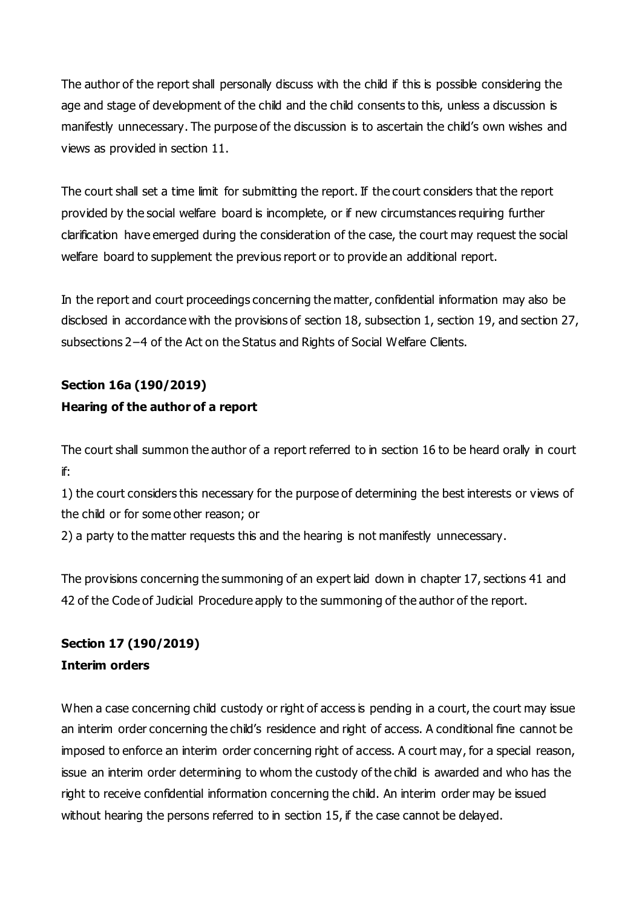The author of the report shall personally discuss with the child if this is possible considering the age and stage of development of the child and the child consents to this, unless a discussion is manifestly unnecessary. The purpose of the discussion is to ascertain the child's own wishes and views as provided in section 11.

The court shall set a time limit for submitting the report. If the court considers that the report provided by the social welfare board is incomplete, or if new circumstances requiring further clarification have emerged during the consideration of the case, the court may request the social welfare board to supplement the previous report or to provide an additional report.

In the report and court proceedings concerning the matter, confidential information may also be disclosed in accordance with the provisions of section 18, subsection 1, section 19, and section 27, subsections 2–4 of the Act on the Status and Rights of Social Welfare Clients.

**Section 16a (190/2019)**
**Hearing of the author of a report**

The court shall summon the author of a report referred to in section 16 to be heard orally in court if:

1) the court considers this necessary for the purpose of determining the best interests or views of the child or for some other reason; or
2) a party to the matter requests this and the hearing is not manifestly unnecessary.

The provisions concerning the summoning of an expert laid down in chapter 17, sections 41 and 42 of the Code of Judicial Procedure apply to the summoning of the author of the report.

**Section 17 (190/2019)**
**Interim orders**

When a case concerning child custody or right of access is pending in a court, the court may issue an interim order concerning the child's residence and right of access. A conditional fine cannot be imposed to enforce an interim order concerning right of access. A court may, for a special reason, issue an interim order determining to whom the custody of the child is awarded and who has the right to receive confidential information concerning the child. An interim order may be issued without hearing the persons referred to in section 15, if the case cannot be delayed.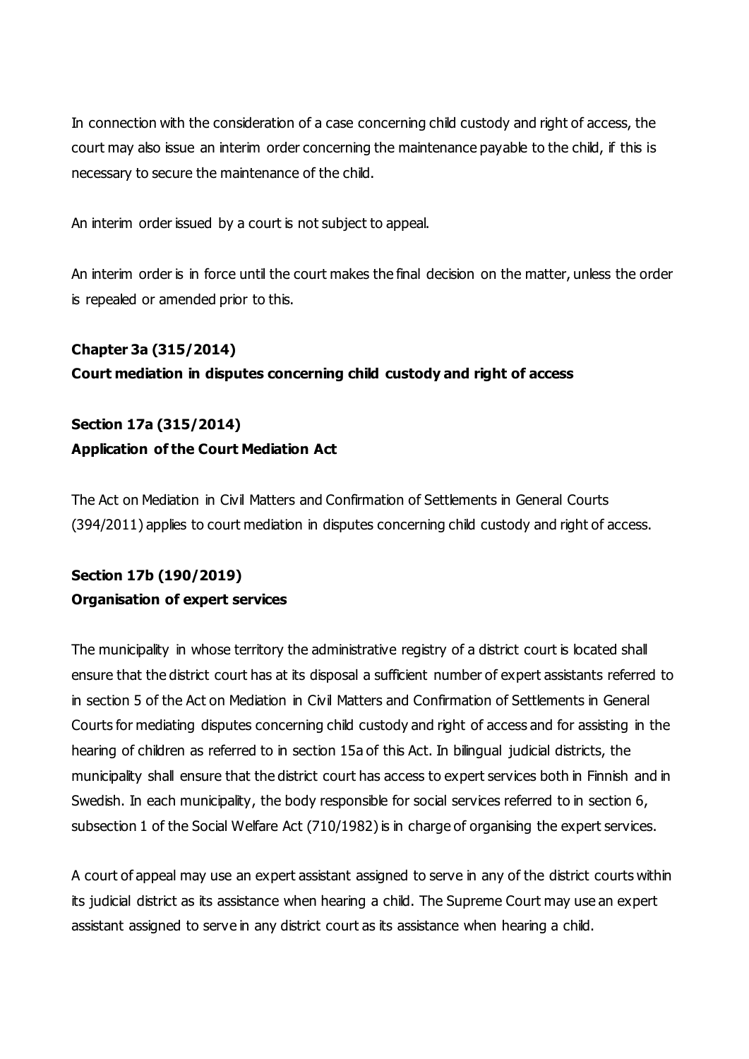In connection with the consideration of a case concerning child custody and right of access, the court may also issue an interim order concerning the maintenance payable to the child, if this is necessary to secure the maintenance of the child.

An interim order issued by a court is not subject to appeal.

An interim order is in force until the court makes the final decision on the matter, unless the order is repealed or amended prior to this.

**Chapter 3a (315/2014)**
**Court mediation in disputes concerning child custody and right of access**

**Section 17a (315/2014)**
**Application of the Court Mediation Act**

The Act on Mediation in Civil Matters and Confirmation of Settlements in General Courts (394/2011) applies to court mediation in disputes concerning child custody and right of access.

**Section 17b (190/2019)**
**Organisation of expert services**

The municipality in whose territory the administrative registry of a district court is located shall ensure that the district court has at its disposal a sufficient number of expert assistants referred to in section 5 of the Act on Mediation in Civil Matters and Confirmation of Settlements in General Courts for mediating disputes concerning child custody and right of access and for assisting in the hearing of children as referred to in section 15a of this Act. In bilingual judicial districts, the municipality shall ensure that the district court has access to expert services both in Finnish and in Swedish. In each municipality, the body responsible for social services referred to in section 6, subsection 1 of the Social Welfare Act (710/1982) is in charge of organising the expert services.

A court of appeal may use an expert assistant assigned to serve in any of the district courts within its judicial district as its assistance when hearing a child. The Supreme Court may use an expert assistant assigned to serve in any district court as its assistance when hearing a child.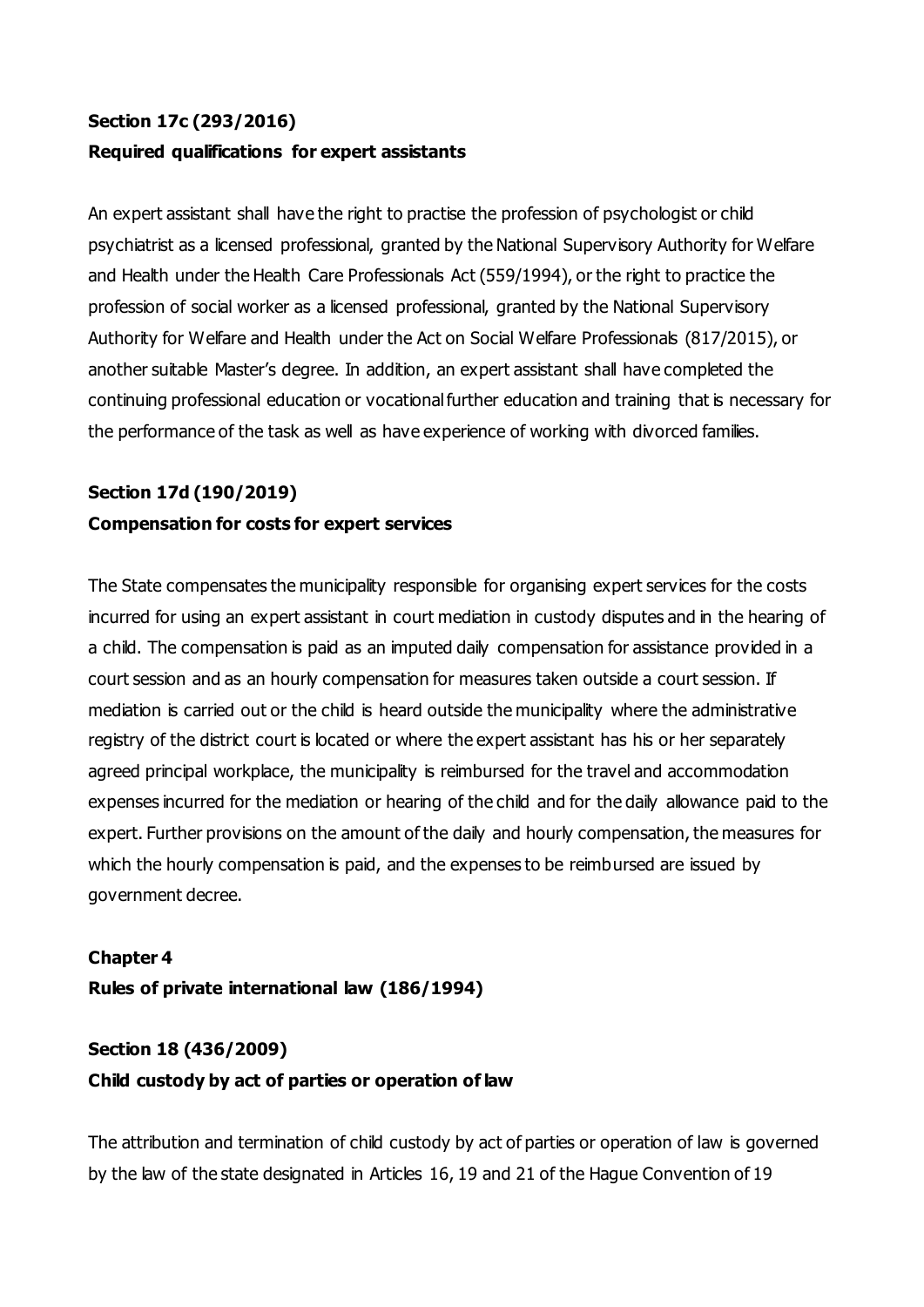### Section 17c (293/2016)

### Required qualifications for expert assistants

An expert assistant shall have the right to practise the profession of psychologist or child psychiatrist as a licensed professional, granted by the National Supervisory Authority for Welfare and Health under the Health Care Professionals Act (559/1994), or the right to practice the profession of social worker as a licensed professional, granted by the National Supervisory Authority for Welfare and Health under the Act on Social Welfare Professionals (817/2015), or another suitable Master's degree. In addition, an expert assistant shall have completed the continuing professional education or vocational further education and training that is necessary for the performance of the task as well as have experience of working with divorced families.

### Section 17d (190/2019)

### Compensation for costs for expert services

The State compensates the municipality responsible for organising expert services for the costs incurred for using an expert assistant in court mediation in custody disputes and in the hearing of a child. The compensation is paid as an imputed daily compensation for assistance provided in a court session and as an hourly compensation for measures taken outside a court session. If mediation is carried out or the child is heard outside the municipality where the administrative registry of the district court is located or where the expert assistant has his or her separately agreed principal workplace, the municipality is reimbursed for the travel and accommodation expenses incurred for the mediation or hearing of the child and for the daily allowance paid to the expert. Further provisions on the amount of the daily and hourly compensation, the measures for which the hourly compensation is paid, and the expenses to be reimbursed are issued by government decree.

## Chapter 4

## Rules of private international law (186/1994)

### Section 18 (436/2009)

### Child custody by act of parties or operation of law

The attribution and termination of child custody by act of parties or operation of law is governed by the law of the state designated in Articles 16, 19 and 21 of the Hague Convention of 19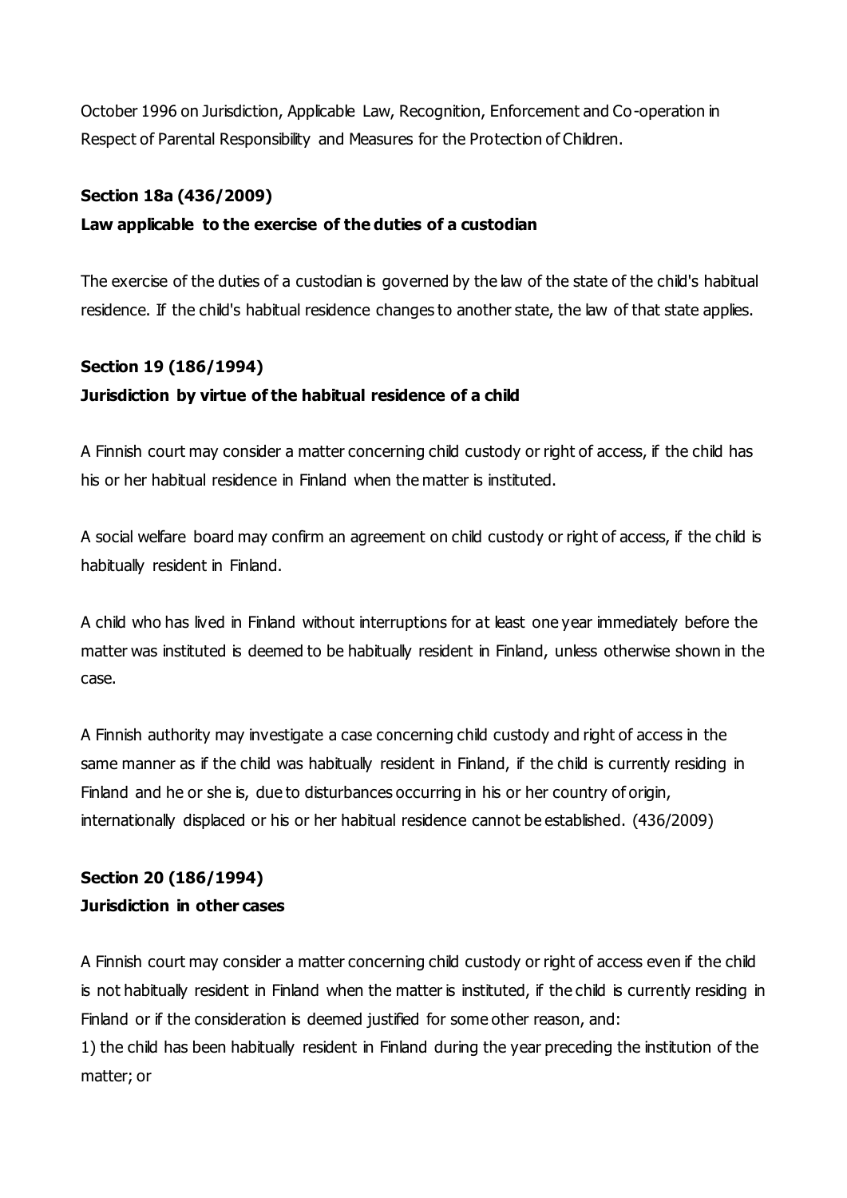October 1996 on Jurisdiction, Applicable Law, Recognition, Enforcement and Co-operation in Respect of Parental Responsibility and Measures for the Protection of Children.

**Section 18a (436/2009)**
**Law applicable to the exercise of the duties of a custodian**

The exercise of the duties of a custodian is governed by the law of the state of the child's habitual residence. If the child's habitual residence changes to another state, the law of that state applies.

**Section 19 (186/1994)**
**Jurisdiction by virtue of the habitual residence of a child**

A Finnish court may consider a matter concerning child custody or right of access, if the child has his or her habitual residence in Finland when the matter is instituted.

A social welfare board may confirm an agreement on child custody or right of access, if the child is habitually resident in Finland.

A child who has lived in Finland without interruptions for at least one year immediately before the matter was instituted is deemed to be habitually resident in Finland, unless otherwise shown in the case.

A Finnish authority may investigate a case concerning child custody and right of access in the same manner as if the child was habitually resident in Finland, if the child is currently residing in Finland and he or she is, due to disturbances occurring in his or her country of origin, internationally displaced or his or her habitual residence cannot be established. (436/2009)

**Section 20 (186/1994)**
**Jurisdiction in other cases**

A Finnish court may consider a matter concerning child custody or right of access even if the child is not habitually resident in Finland when the matter is instituted, if the child is currently residing in Finland or if the consideration is deemed justified for some other reason, and:
1) the child has been habitually resident in Finland during the year preceding the institution of the matter; or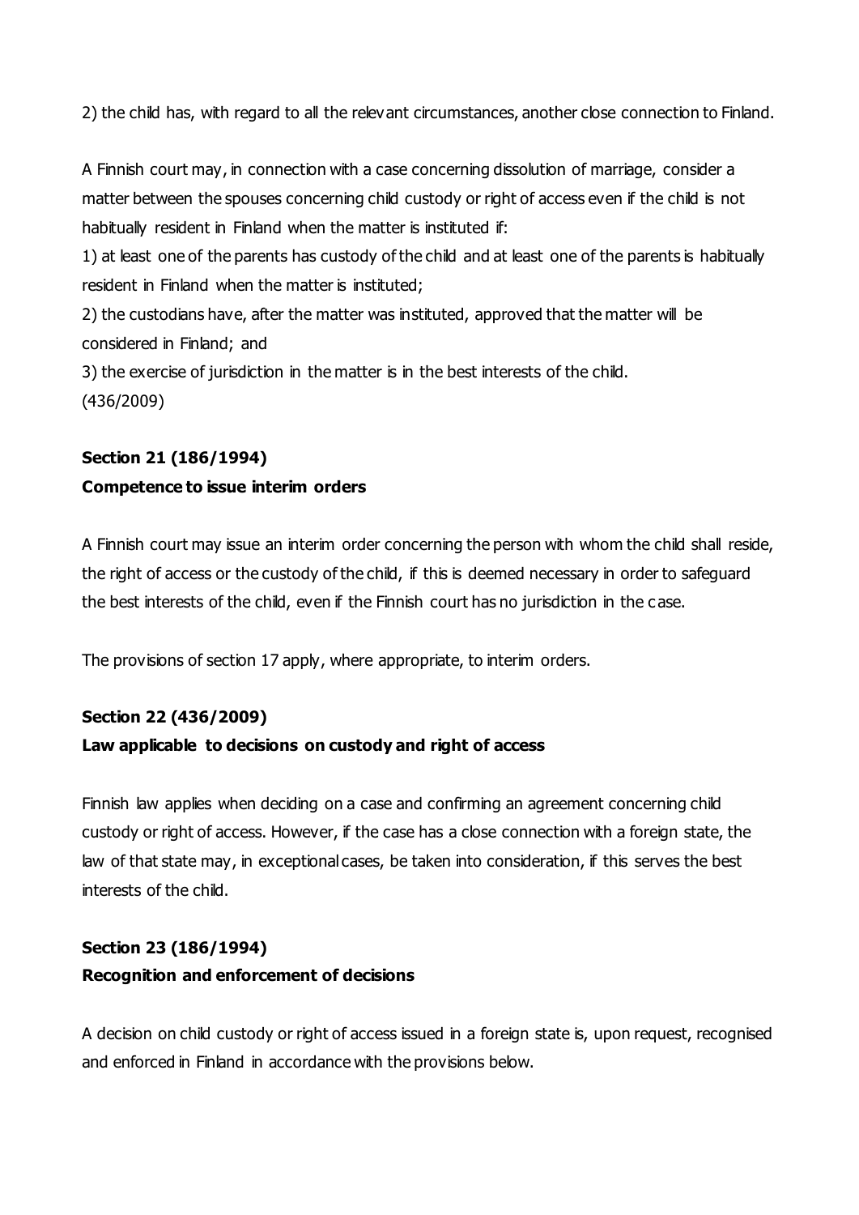2) the child has, with regard to all the relevant circumstances, another close connection to Finland.

A Finnish court may, in connection with a case concerning dissolution of marriage, consider a matter between the spouses concerning child custody or right of access even if the child is not habitually resident in Finland when the matter is instituted if:

1) at least one of the parents has custody of the child and at least one of the parents is habitually resident in Finland when the matter is instituted;

2) the custodians have, after the matter was instituted, approved that the matter will be considered in Finland; and

3) the exercise of jurisdiction in the matter is in the best interests of the child.

(436/2009)

**Section 21 (186/1994)**

**Competence to issue interim orders**

A Finnish court may issue an interim order concerning the person with whom the child shall reside, the right of access or the custody of the child, if this is deemed necessary in order to safeguard the best interests of the child, even if the Finnish court has no jurisdiction in the case.

The provisions of section 17 apply, where appropriate, to interim orders.

**Section 22 (436/2009)**

**Law applicable to decisions on custody and right of access**

Finnish law applies when deciding on a case and confirming an agreement concerning child custody or right of access. However, if the case has a close connection with a foreign state, the law of that state may, in exceptional cases, be taken into consideration, if this serves the best interests of the child.

**Section 23 (186/1994)**

**Recognition and enforcement of decisions**

A decision on child custody or right of access issued in a foreign state is, upon request, recognised and enforced in Finland in accordance with the provisions below.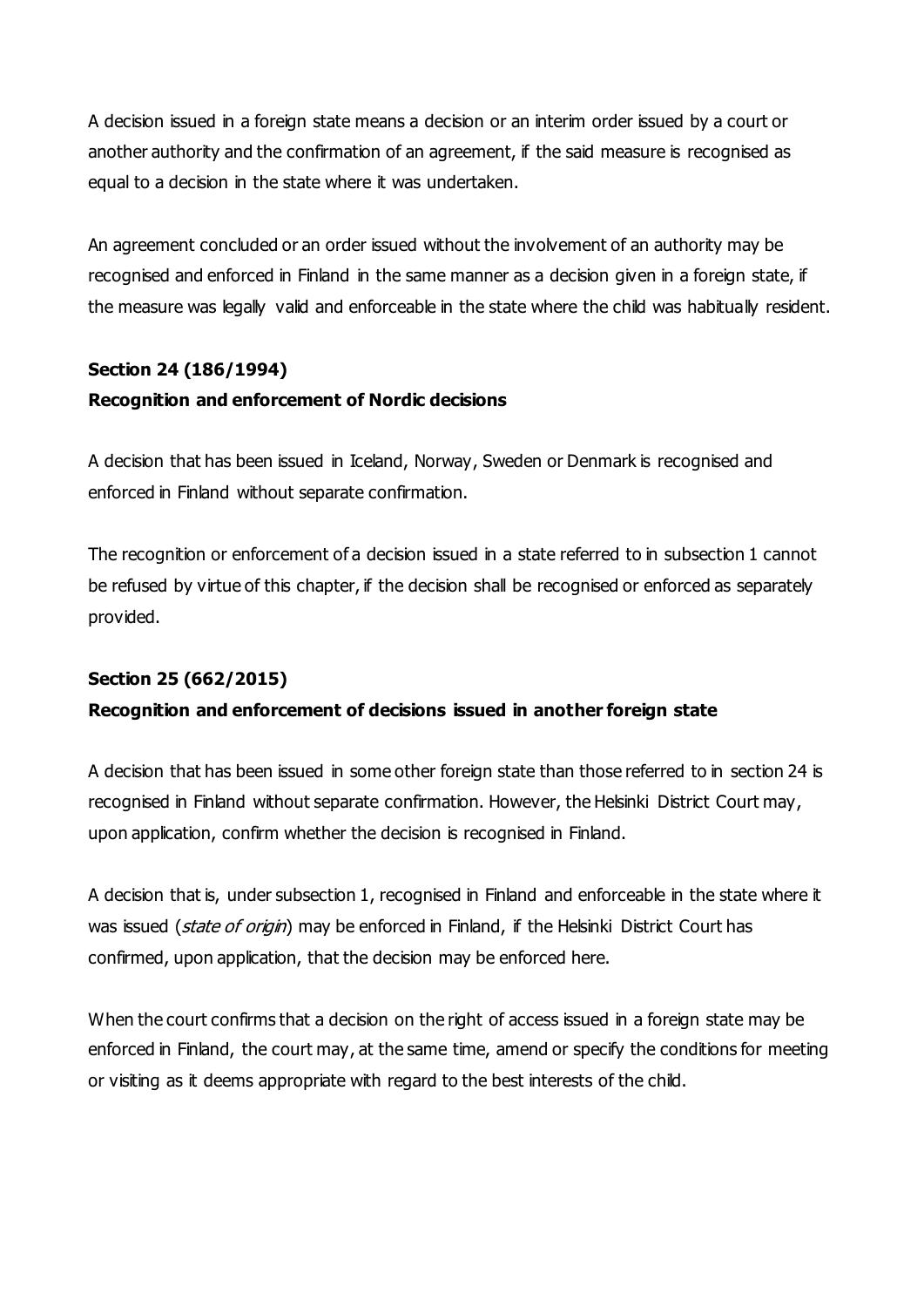A decision issued in a foreign state means a decision or an interim order issued by a court or another authority and the confirmation of an agreement, if the said measure is recognised as equal to a decision in the state where it was undertaken.

An agreement concluded or an order issued without the involvement of an authority may be recognised and enforced in Finland in the same manner as a decision given in a foreign state, if the measure was legally valid and enforceable in the state where the child was habitually resident.

**Section 24 (186/1994)**

**Recognition and enforcement of Nordic decisions**

A decision that has been issued in Iceland, Norway, Sweden or Denmark is recognised and enforced in Finland without separate confirmation.

The recognition or enforcement of a decision issued in a state referred to in subsection 1 cannot be refused by virtue of this chapter, if the decision shall be recognised or enforced as separately provided.

**Section 25 (662/2015)**

**Recognition and enforcement of decisions issued in another foreign state**

A decision that has been issued in some other foreign state than those referred to in section 24 is recognised in Finland without separate confirmation. However, the Helsinki District Court may, upon application, confirm whether the decision is recognised in Finland.

A decision that is, under subsection 1, recognised in Finland and enforceable in the state where it was issued (*state of origin*) may be enforced in Finland, if the Helsinki District Court has confirmed, upon application, that the decision may be enforced here.

When the court confirms that a decision on the right of access issued in a foreign state may be enforced in Finland, the court may, at the same time, amend or specify the conditions for meeting or visiting as it deems appropriate with regard to the best interests of the child.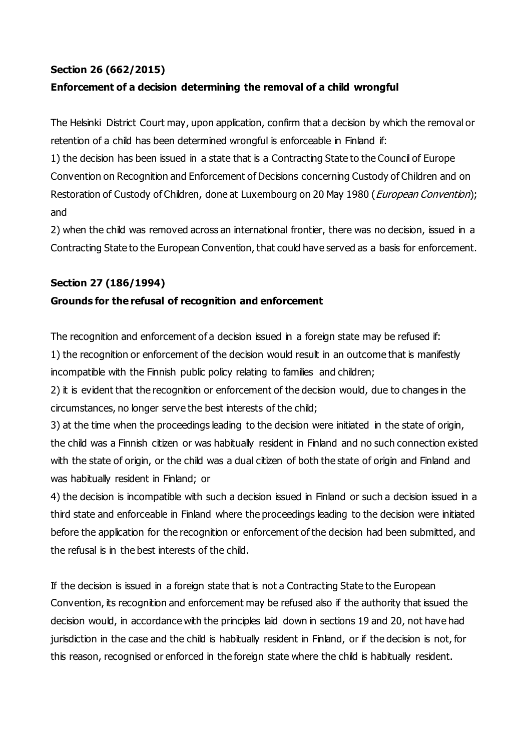**Section 26 (662/2015)**

**Enforcement of a decision determining the removal of a child wrongful**

The Helsinki District Court may, upon application, confirm that a decision by which the removal or retention of a child has been determined wrongful is enforceable in Finland if:

1) the decision has been issued in a state that is a Contracting State to the Council of Europe Convention on Recognition and Enforcement of Decisions concerning Custody of Children and on Restoration of Custody of Children, done at Luxembourg on 20 May 1980 (*European Convention*); and

2) when the child was removed across an international frontier, there was no decision, issued in a Contracting State to the European Convention, that could have served as a basis for enforcement.

**Section 27 (186/1994)**

**Grounds for the refusal of recognition and enforcement**

The recognition and enforcement of a decision issued in a foreign state may be refused if:

1) the recognition or enforcement of the decision would result in an outcome that is manifestly incompatible with the Finnish public policy relating to families and children;

2) it is evident that the recognition or enforcement of the decision would, due to changes in the circumstances, no longer serve the best interests of the child;

3) at the time when the proceedings leading to the decision were initiated in the state of origin, the child was a Finnish citizen or was habitually resident in Finland and no such connection existed with the state of origin, or the child was a dual citizen of both the state of origin and Finland and was habitually resident in Finland; or

4) the decision is incompatible with such a decision issued in Finland or such a decision issued in a third state and enforceable in Finland where the proceedings leading to the decision were initiated before the application for the recognition or enforcement of the decision had been submitted, and the refusal is in the best interests of the child.

If the decision is issued in a foreign state that is not a Contracting State to the European Convention, its recognition and enforcement may be refused also if the authority that issued the decision would, in accordance with the principles laid down in sections 19 and 20, not have had jurisdiction in the case and the child is habitually resident in Finland, or if the decision is not, for this reason, recognised or enforced in the foreign state where the child is habitually resident.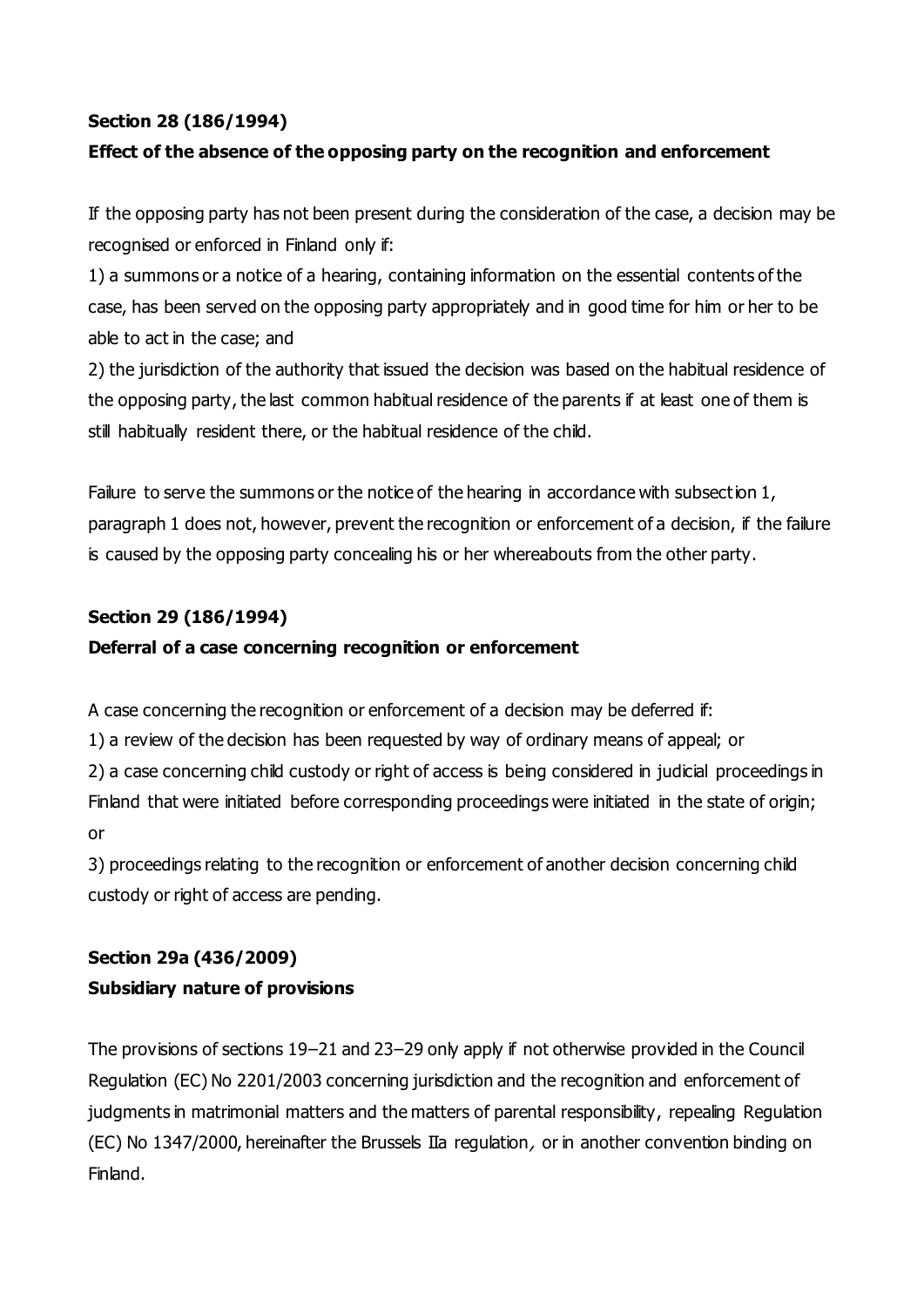**Section 28 (186/1994)**

**Effect of the absence of the opposing party on the recognition and enforcement**

If the opposing party has not been present during the consideration of the case, a decision may be recognised or enforced in Finland only if:

1) a summons or a notice of a hearing, containing information on the essential contents of the case, has been served on the opposing party appropriately and in good time for him or her to be able to act in the case; and

2) the jurisdiction of the authority that issued the decision was based on the habitual residence of the opposing party, the last common habitual residence of the parents if at least one of them is still habitually resident there, or the habitual residence of the child.

Failure to serve the summons or the notice of the hearing in accordance with subsection 1, paragraph 1 does not, however, prevent the recognition or enforcement of a decision, if the failure is caused by the opposing party concealing his or her whereabouts from the other party.

**Section 29 (186/1994)**

**Deferral of a case concerning recognition or enforcement**

A case concerning the recognition or enforcement of a decision may be deferred if:

1) a review of the decision has been requested by way of ordinary means of appeal; or

2) a case concerning child custody or right of access is being considered in judicial proceedings in Finland that were initiated before corresponding proceedings were initiated in the state of origin; or

3) proceedings relating to the recognition or enforcement of another decision concerning child custody or right of access are pending.

**Section 29a (436/2009)**

**Subsidiary nature of provisions**

The provisions of sections 19–21 and 23–29 only apply if not otherwise provided in the Council Regulation (EC) No 2201/2003 concerning jurisdiction and the recognition and enforcement of judgments in matrimonial matters and the matters of parental responsibility, repealing Regulation (EC) No 1347/2000, hereinafter the Brussels IIa regulation, or in another convention binding on Finland.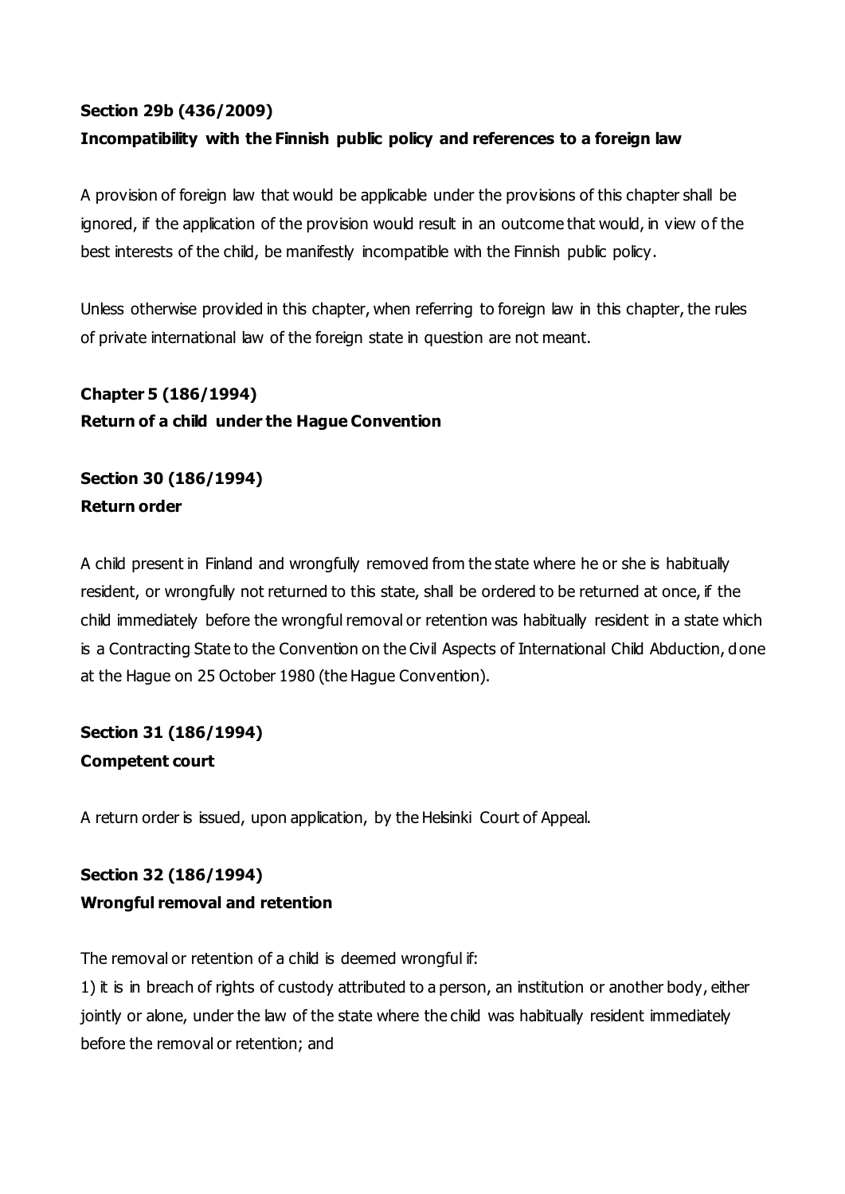**Section 29b (436/2009)**
**Incompatibility with the Finnish public policy and references to a foreign law**

A provision of foreign law that would be applicable under the provisions of this chapter shall be ignored, if the application of the provision would result in an outcome that would, in view of the best interests of the child, be manifestly incompatible with the Finnish public policy.

Unless otherwise provided in this chapter, when referring to foreign law in this chapter, the rules of private international law of the foreign state in question are not meant.

**Chapter 5 (186/1994)**
**Return of a child under the Hague Convention**

**Section 30 (186/1994)**
**Return order**

A child present in Finland and wrongfully removed from the state where he or she is habitually resident, or wrongfully not returned to this state, shall be ordered to be returned at once, if the child immediately before the wrongful removal or retention was habitually resident in a state which is a Contracting State to the Convention on the Civil Aspects of International Child Abduction, done at the Hague on 25 October 1980 (the Hague Convention).

**Section 31 (186/1994)**
**Competent court**

A return order is issued, upon application, by the Helsinki Court of Appeal.

**Section 32 (186/1994)**
**Wrongful removal and retention**

The removal or retention of a child is deemed wrongful if:
1) it is in breach of rights of custody attributed to a person, an institution or another body, either jointly or alone, under the law of the state where the child was habitually resident immediately before the removal or retention; and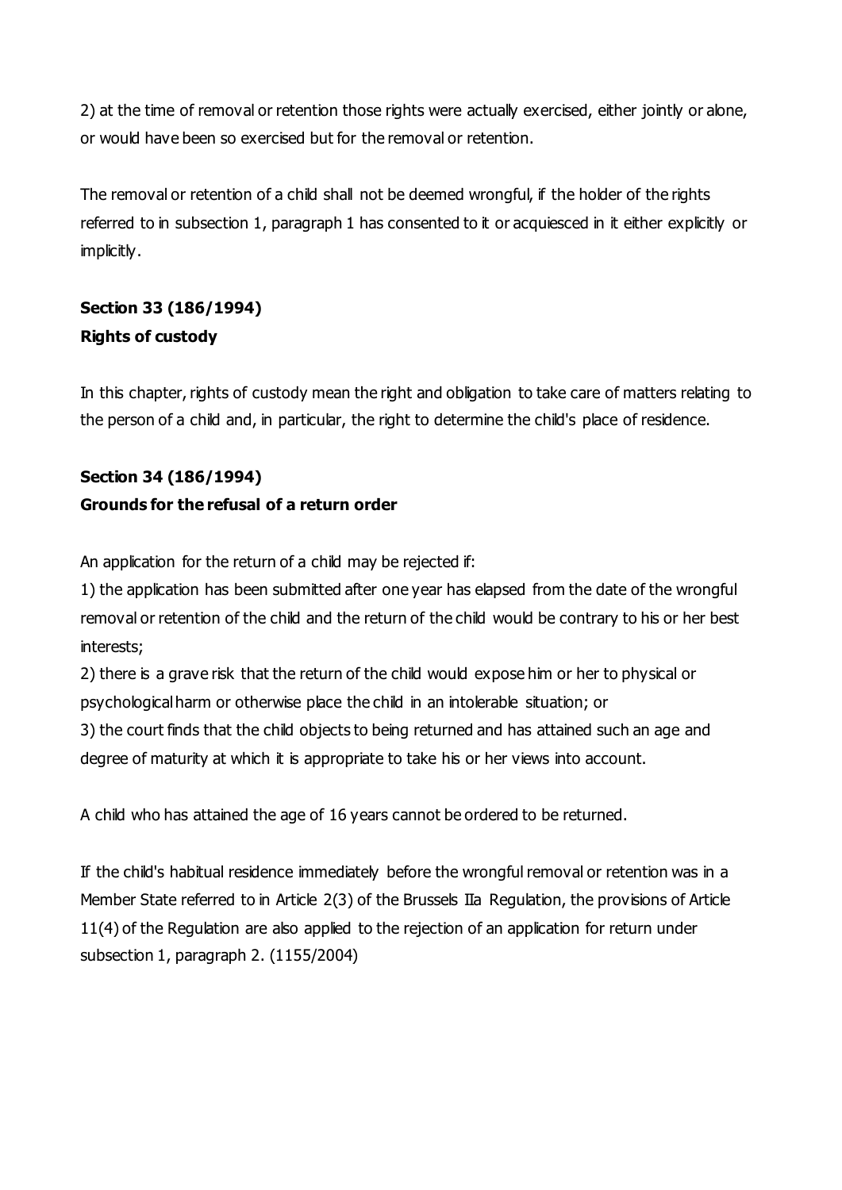2) at the time of removal or retention those rights were actually exercised, either jointly or alone, or would have been so exercised but for the removal or retention.

The removal or retention of a child shall not be deemed wrongful, if the holder of the rights referred to in subsection 1, paragraph 1 has consented to it or acquiesced in it either explicitly or implicitly.

**Section 33 (186/1994)**
**Rights of custody**

In this chapter, rights of custody mean the right and obligation to take care of matters relating to the person of a child and, in particular, the right to determine the child's place of residence.

**Section 34 (186/1994)**
**Grounds for the refusal of a return order**

An application for the return of a child may be rejected if:
1) the application has been submitted after one year has elapsed from the date of the wrongful removal or retention of the child and the return of the child would be contrary to his or her best interests;
2) there is a grave risk that the return of the child would expose him or her to physical or psychological harm or otherwise place the child in an intolerable situation; or
3) the court finds that the child objects to being returned and has attained such an age and degree of maturity at which it is appropriate to take his or her views into account.

A child who has attained the age of 16 years cannot be ordered to be returned.

If the child's habitual residence immediately before the wrongful removal or retention was in a Member State referred to in Article 2(3) of the Brussels IIa Regulation, the provisions of Article 11(4) of the Regulation are also applied to the rejection of an application for return under subsection 1, paragraph 2. (1155/2004)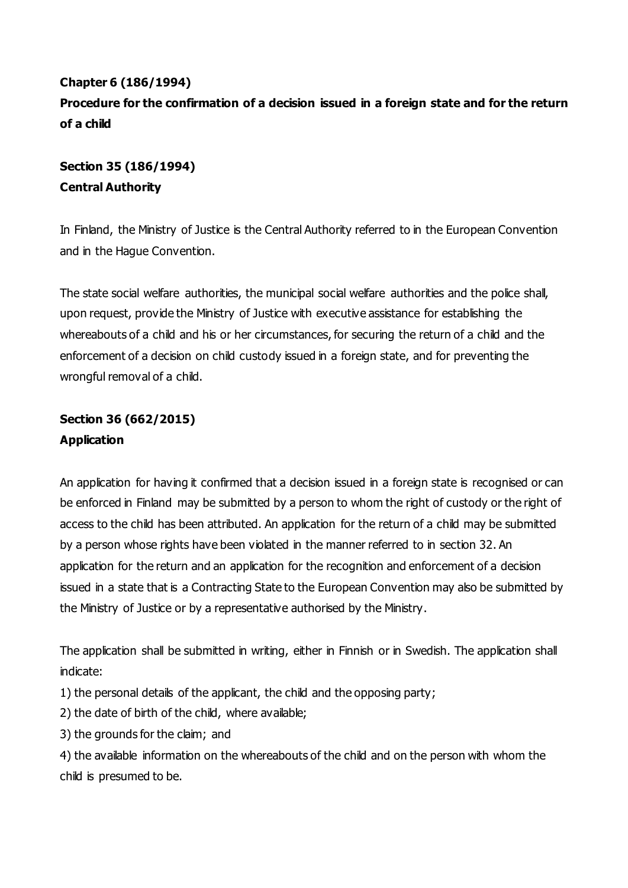**Chapter 6 (186/1994)**

**Procedure for the confirmation of a decision issued in a foreign state and for the return of a child**

**Section 35 (186/1994)**

**Central Authority**

In Finland, the Ministry of Justice is the Central Authority referred to in the European Convention and in the Hague Convention.

The state social welfare authorities, the municipal social welfare authorities and the police shall, upon request, provide the Ministry of Justice with executive assistance for establishing the whereabouts of a child and his or her circumstances, for securing the return of a child and the enforcement of a decision on child custody issued in a foreign state, and for preventing the wrongful removal of a child.

**Section 36 (662/2015)**

**Application**

An application for having it confirmed that a decision issued in a foreign state is recognised or can be enforced in Finland may be submitted by a person to whom the right of custody or the right of access to the child has been attributed. An application for the return of a child may be submitted by a person whose rights have been violated in the manner referred to in section 32. An application for the return and an application for the recognition and enforcement of a decision issued in a state that is a Contracting State to the European Convention may also be submitted by the Ministry of Justice or by a representative authorised by the Ministry.

The application shall be submitted in writing, either in Finnish or in Swedish. The application shall indicate:

1) the personal details of the applicant, the child and the opposing party;
2) the date of birth of the child, where available;
3) the grounds for the claim; and
4) the available information on the whereabouts of the child and on the person with whom the child is presumed to be.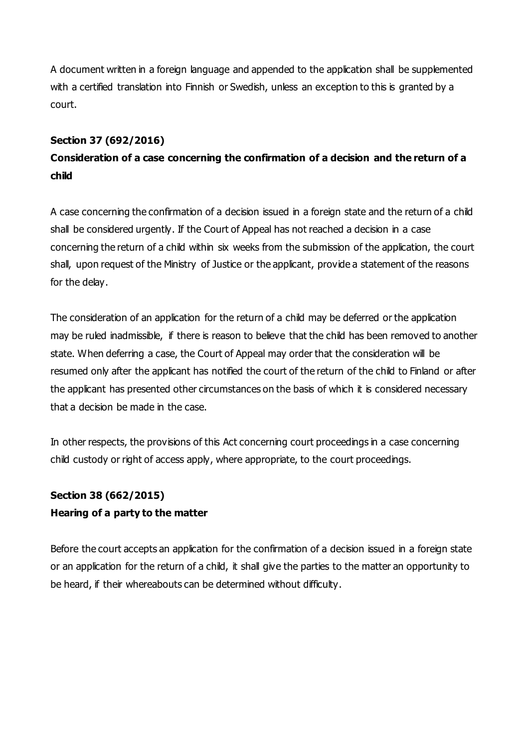A document written in a foreign language and appended to the application shall be supplemented with a certified translation into Finnish or Swedish, unless an exception to this is granted by a court.

**Section 37 (692/2016)**
**Consideration of a case concerning the confirmation of a decision and the return of a child**

A case concerning the confirmation of a decision issued in a foreign state and the return of a child shall be considered urgently. If the Court of Appeal has not reached a decision in a case concerning the return of a child within six weeks from the submission of the application, the court shall, upon request of the Ministry of Justice or the applicant, provide a statement of the reasons for the delay.

The consideration of an application for the return of a child may be deferred or the application may be ruled inadmissible, if there is reason to believe that the child has been removed to another state. When deferring a case, the Court of Appeal may order that the consideration will be resumed only after the applicant has notified the court of the return of the child to Finland or after the applicant has presented other circumstances on the basis of which it is considered necessary that a decision be made in the case.

In other respects, the provisions of this Act concerning court proceedings in a case concerning child custody or right of access apply, where appropriate, to the court proceedings.

**Section 38 (662/2015)**
**Hearing of a party to the matter**

Before the court accepts an application for the confirmation of a decision issued in a foreign state or an application for the return of a child, it shall give the parties to the matter an opportunity to be heard, if their whereabouts can be determined without difficulty.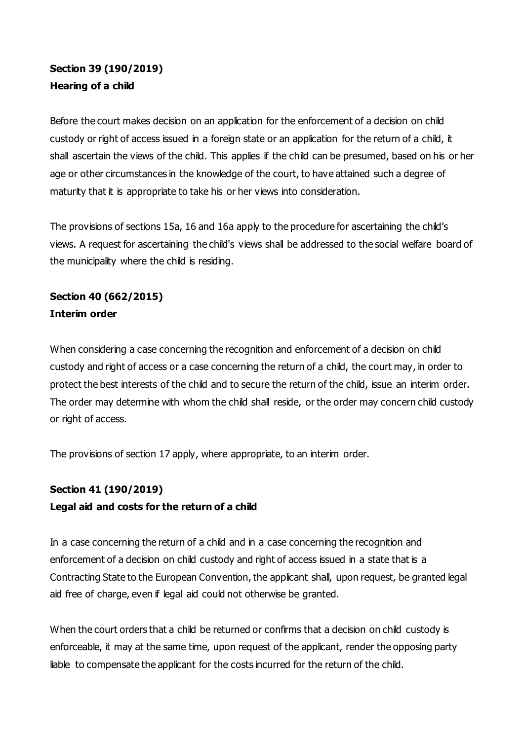**Section 39 (190/2019)**
**Hearing of a child**

Before the court makes decision on an application for the enforcement of a decision on child custody or right of access issued in a foreign state or an application for the return of a child, it shall ascertain the views of the child. This applies if the child can be presumed, based on his or her age or other circumstances in the knowledge of the court, to have attained such a degree of maturity that it is appropriate to take his or her views into consideration.

The provisions of sections 15a, 16 and 16a apply to the procedure for ascertaining the child's views. A request for ascertaining the child's views shall be addressed to the social welfare board of the municipality where the child is residing.

**Section 40 (662/2015)**
**Interim order**

When considering a case concerning the recognition and enforcement of a decision on child custody and right of access or a case concerning the return of a child, the court may, in order to protect the best interests of the child and to secure the return of the child, issue an interim order. The order may determine with whom the child shall reside, or the order may concern child custody or right of access.

The provisions of section 17 apply, where appropriate, to an interim order.

**Section 41 (190/2019)**
**Legal aid and costs for the return of a child**

In a case concerning the return of a child and in a case concerning the recognition and enforcement of a decision on child custody and right of access issued in a state that is a Contracting State to the European Convention, the applicant shall, upon request, be granted legal aid free of charge, even if legal aid could not otherwise be granted.

When the court orders that a child be returned or confirms that a decision on child custody is enforceable, it may at the same time, upon request of the applicant, render the opposing party liable to compensate the applicant for the costs incurred for the return of the child.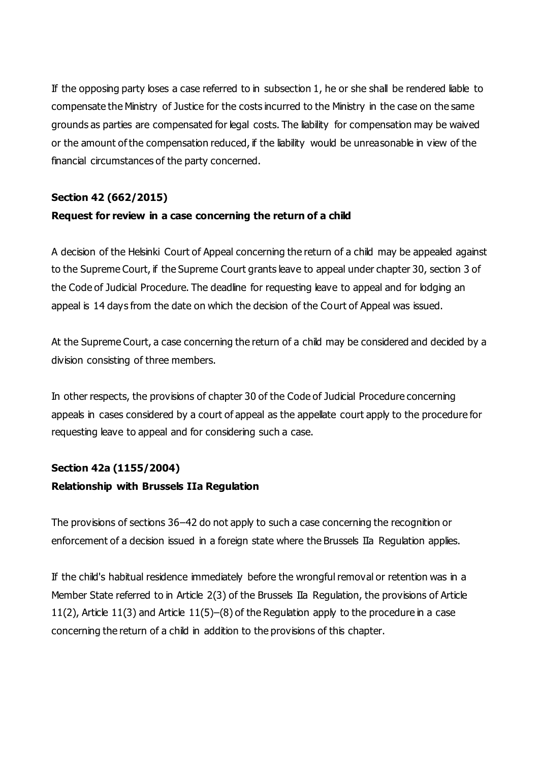If the opposing party loses a case referred to in subsection 1, he or she shall be rendered liable to compensate the Ministry of Justice for the costs incurred to the Ministry in the case on the same grounds as parties are compensated for legal costs. The liability for compensation may be waived or the amount of the compensation reduced, if the liability would be unreasonable in view of the financial circumstances of the party concerned.

**Section 42 (662/2015)**

**Request for review in a case concerning the return of a child**

A decision of the Helsinki Court of Appeal concerning the return of a child may be appealed against to the Supreme Court, if the Supreme Court grants leave to appeal under chapter 30, section 3 of the Code of Judicial Procedure. The deadline for requesting leave to appeal and for lodging an appeal is 14 days from the date on which the decision of the Court of Appeal was issued.

At the Supreme Court, a case concerning the return of a child may be considered and decided by a division consisting of three members.

In other respects, the provisions of chapter 30 of the Code of Judicial Procedure concerning appeals in cases considered by a court of appeal as the appellate court apply to the procedure for requesting leave to appeal and for considering such a case.

**Section 42a (1155/2004)**

**Relationship with Brussels IIa Regulation**

The provisions of sections 36–42 do not apply to such a case concerning the recognition or enforcement of a decision issued in a foreign state where the Brussels IIa Regulation applies.

If the child's habitual residence immediately before the wrongful removal or retention was in a Member State referred to in Article 2(3) of the Brussels IIa Regulation, the provisions of Article 11(2), Article 11(3) and Article 11(5)–(8) of the Regulation apply to the procedure in a case concerning the return of a child in addition to the provisions of this chapter.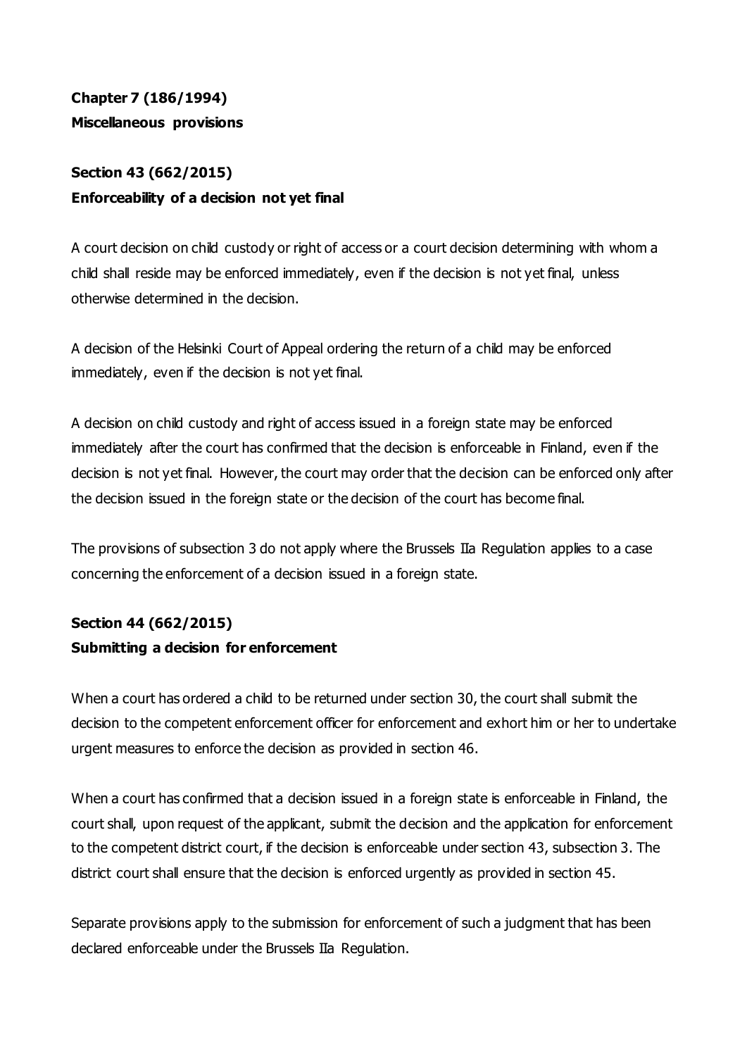**Chapter 7 (186/1994)**
**Miscellaneous provisions**

**Section 43 (662/2015)**
**Enforceability of a decision not yet final**

A court decision on child custody or right of access or a court decision determining with whom a child shall reside may be enforced immediately, even if the decision is not yet final, unless otherwise determined in the decision.

A decision of the Helsinki Court of Appeal ordering the return of a child may be enforced immediately, even if the decision is not yet final.

A decision on child custody and right of access issued in a foreign state may be enforced immediately after the court has confirmed that the decision is enforceable in Finland, even if the decision is not yet final. However, the court may order that the decision can be enforced only after the decision issued in the foreign state or the decision of the court has become final.

The provisions of subsection 3 do not apply where the Brussels IIa Regulation applies to a case concerning the enforcement of a decision issued in a foreign state.

**Section 44 (662/2015)**
**Submitting a decision for enforcement**

When a court has ordered a child to be returned under section 30, the court shall submit the decision to the competent enforcement officer for enforcement and exhort him or her to undertake urgent measures to enforce the decision as provided in section 46.

When a court has confirmed that a decision issued in a foreign state is enforceable in Finland, the court shall, upon request of the applicant, submit the decision and the application for enforcement to the competent district court, if the decision is enforceable under section 43, subsection 3. The district court shall ensure that the decision is enforced urgently as provided in section 45.

Separate provisions apply to the submission for enforcement of such a judgment that has been declared enforceable under the Brussels IIa Regulation.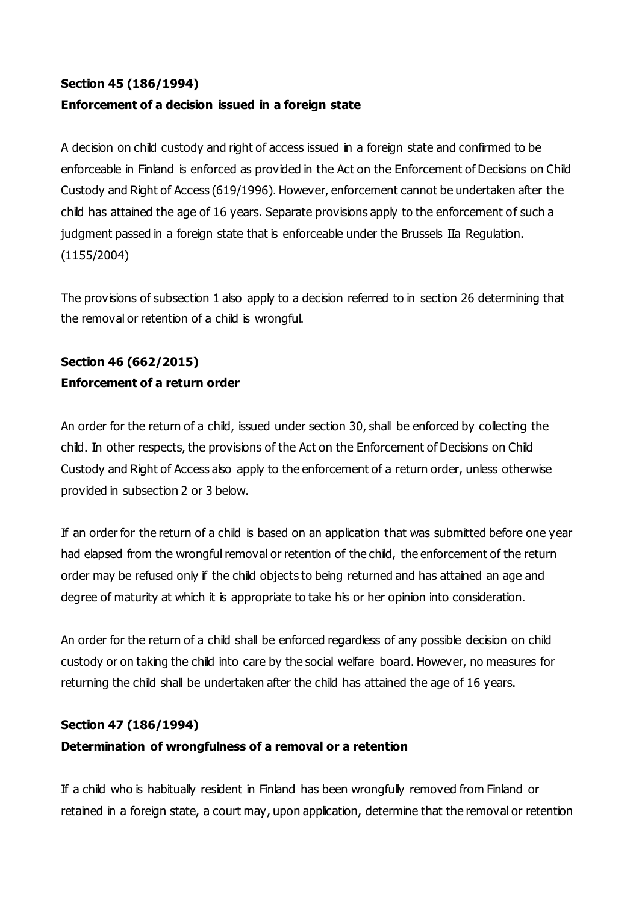**Section 45 (186/1994)**
**Enforcement of a decision issued in a foreign state**

A decision on child custody and right of access issued in a foreign state and confirmed to be enforceable in Finland is enforced as provided in the Act on the Enforcement of Decisions on Child Custody and Right of Access (619/1996). However, enforcement cannot be undertaken after the child has attained the age of 16 years. Separate provisions apply to the enforcement of such a judgment passed in a foreign state that is enforceable under the Brussels IIa Regulation. (1155/2004)

The provisions of subsection 1 also apply to a decision referred to in section 26 determining that the removal or retention of a child is wrongful.

**Section 46 (662/2015)**
**Enforcement of a return order**

An order for the return of a child, issued under section 30, shall be enforced by collecting the child. In other respects, the provisions of the Act on the Enforcement of Decisions on Child Custody and Right of Access also apply to the enforcement of a return order, unless otherwise provided in subsection 2 or 3 below.

If an order for the return of a child is based on an application that was submitted before one year had elapsed from the wrongful removal or retention of the child, the enforcement of the return order may be refused only if the child objects to being returned and has attained an age and degree of maturity at which it is appropriate to take his or her opinion into consideration.

An order for the return of a child shall be enforced regardless of any possible decision on child custody or on taking the child into care by the social welfare board. However, no measures for returning the child shall be undertaken after the child has attained the age of 16 years.

**Section 47 (186/1994)**
**Determination of wrongfulness of a removal or a retention**

If a child who is habitually resident in Finland has been wrongfully removed from Finland or retained in a foreign state, a court may, upon application, determine that the removal or retention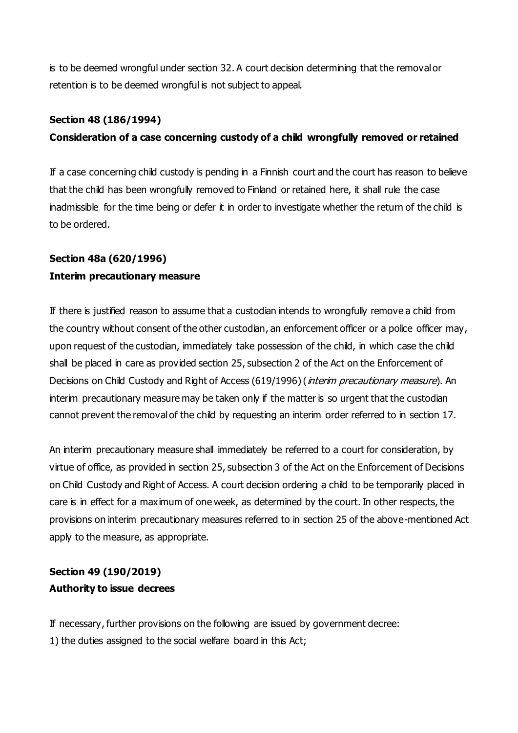is to be deemed wrongful under section 32. A court decision determining that the removal or retention is to be deemed wrongful is not subject to appeal.

**Section 48 (186/1994)**

**Consideration of a case concerning custody of a child wrongfully removed or retained**

If a case concerning child custody is pending in a Finnish court and the court has reason to believe that the child has been wrongfully removed to Finland or retained here, it shall rule the case inadmissible for the time being or defer it in order to investigate whether the return of the child is to be ordered.

**Section 48a (620/1996)**

**Interim precautionary measure**

If there is justified reason to assume that a custodian intends to wrongfully remove a child from the country without consent of the other custodian, an enforcement officer or a police officer may, upon request of the custodian, immediately take possession of the child, in which case the child shall be placed in care as provided section 25, subsection 2 of the Act on the Enforcement of Decisions on Child Custody and Right of Access (619/1996) (*interim precautionary measure*). An interim precautionary measure may be taken only if the matter is so urgent that the custodian cannot prevent the removal of the child by requesting an interim order referred to in section 17.

An interim precautionary measure shall immediately be referred to a court for consideration, by virtue of office, as provided in section 25, subsection 3 of the Act on the Enforcement of Decisions on Child Custody and Right of Access. A court decision ordering a child to be temporarily placed in care is in effect for a maximum of one week, as determined by the court. In other respects, the provisions on interim precautionary measures referred to in section 25 of the above-mentioned Act apply to the measure, as appropriate.

**Section 49 (190/2019)**

**Authority to issue decrees**

If necessary, further provisions on the following are issued by government decree:
1) the duties assigned to the social welfare board in this Act;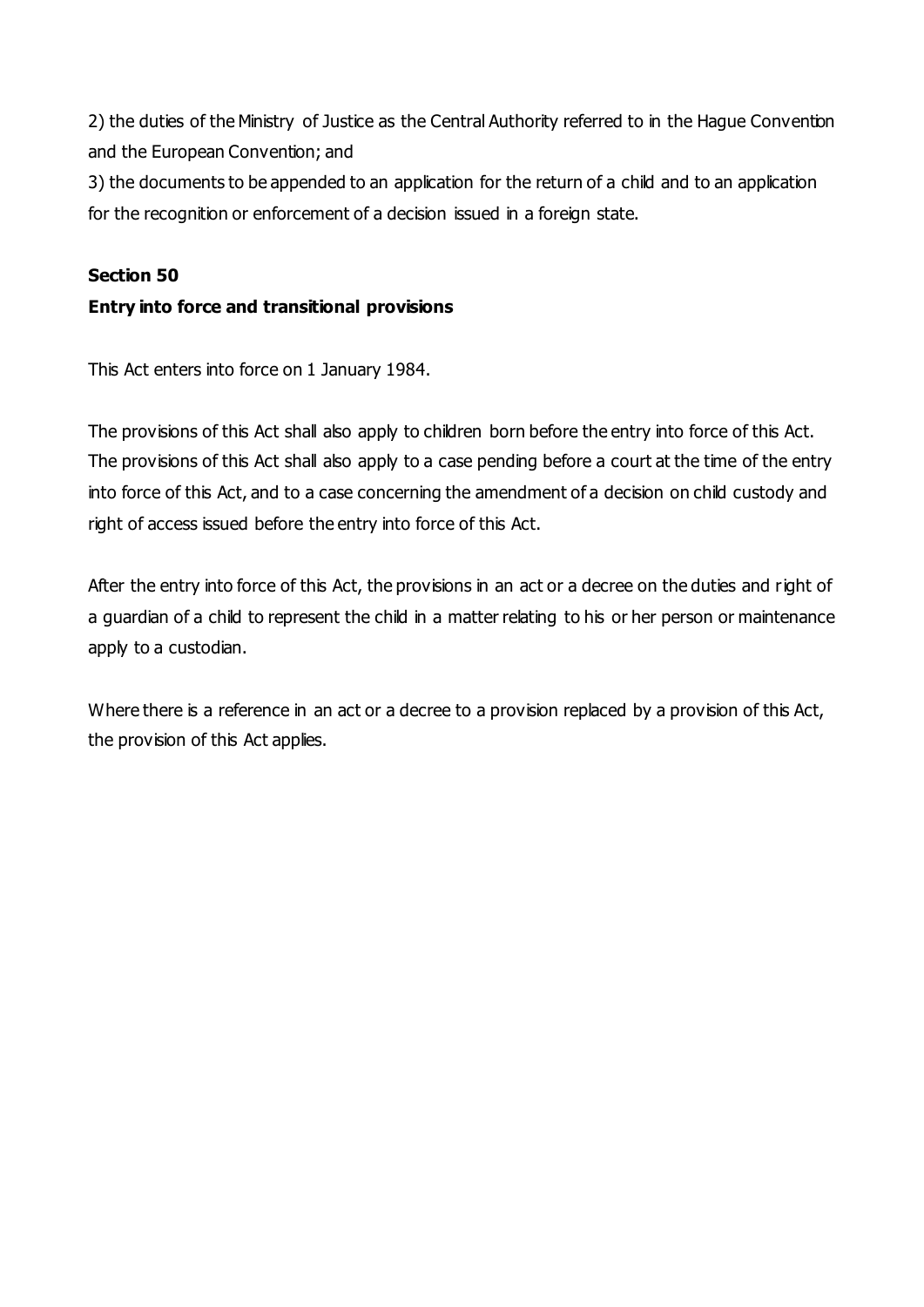2) the duties of the Ministry of Justice as the Central Authority referred to in the Hague Convention and the European Convention; and

3) the documents to be appended to an application for the return of a child and to an application for the recognition or enforcement of a decision issued in a foreign state.

**Section 50**

**Entry into force and transitional provisions**

This Act enters into force on 1 January 1984.

The provisions of this Act shall also apply to children born before the entry into force of this Act. The provisions of this Act shall also apply to a case pending before a court at the time of the entry into force of this Act, and to a case concerning the amendment of a decision on child custody and right of access issued before the entry into force of this Act.

After the entry into force of this Act, the provisions in an act or a decree on the duties and right of a guardian of a child to represent the child in a matter relating to his or her person or maintenance apply to a custodian.

Where there is a reference in an act or a decree to a provision replaced by a provision of this Act, the provision of this Act applies.